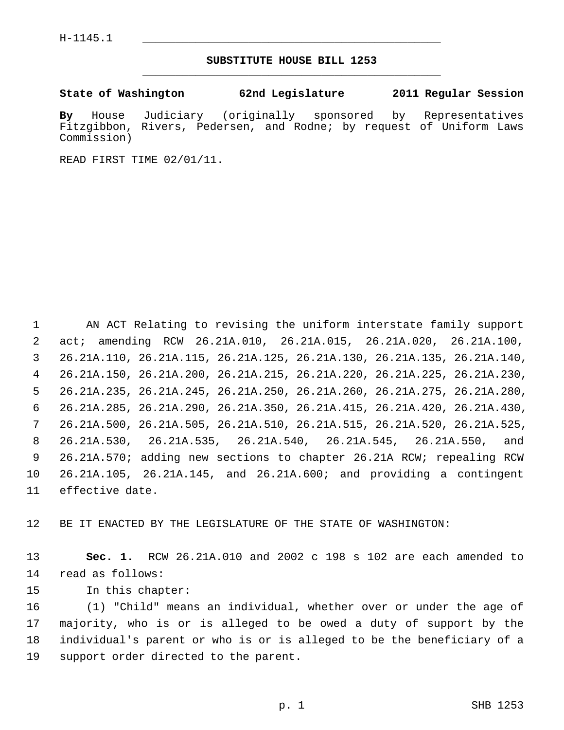H-1145.1

# SUBSTITUTE HOUSE BILL 1253

**State of Washington 62nd Legislature 2011 Regular Session**

**By** House Judiciary (originally sponsored by Representatives Fitzgibbon, Rivers, Pedersen, and Rodne; by request of Uniform Laws Commission)

READ FIRST TIME 02/01/11.

AN ACT Relating to revising the uniform interstate family support act; amending RCW 26.21A.010, 26.21A.015, 26.21A.020, 26.21A.100, 26.21A.110, 26.21A.115, 26.21A.125, 26.21A.130, 26.21A.135, 26.21A.140, 26.21A.150, 26.21A.200, 26.21A.215, 26.21A.220, 26.21A.225, 26.21A.230, 26.21A.235, 26.21A.245, 26.21A.250, 26.21A.260, 26.21A.275, 26.21A.280, 26.21A.285, 26.21A.290, 26.21A.350, 26.21A.415, 26.21A.420, 26.21A.430, 26.21A.500, 26.21A.505, 26.21A.510, 26.21A.515, 26.21A.520, 26.21A.525, 26.21A.530, 26.21A.535, 26.21A.540, 26.21A.545, 26.21A.550, and 26.21A.570; adding new sections to chapter 26.21A RCW; repealing RCW 26.21A.105, 26.21A.145, and 26.21A.600; and providing a contingent effective date.

BE IT ENACTED BY THE LEGISLATURE OF THE STATE OF WASHINGTON:

**Sec. 1.** RCW 26.21A.010 and 2002 c 198 s 102 are each amended to read as follows:

In this chapter:

(1) "Child" means an individual, whether over or under the age of majority, who is or is alleged to be owed a duty of support by the individual's parent or who is or is alleged to be the beneficiary of a support order directed to the parent.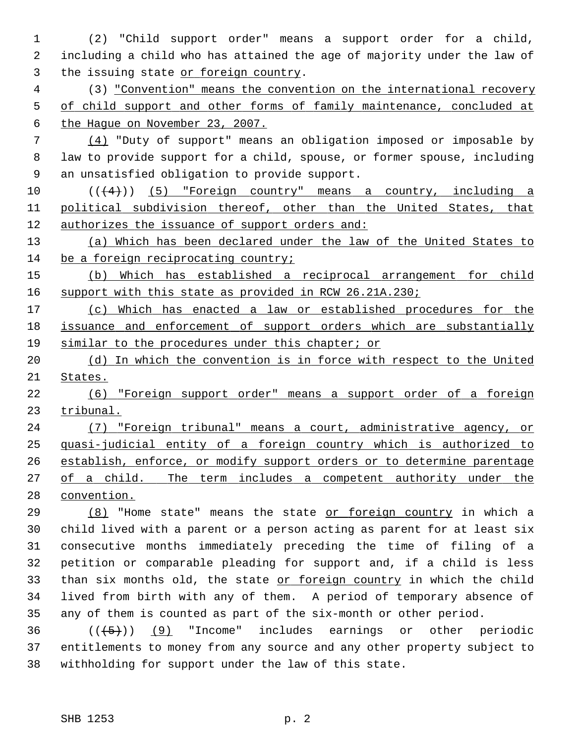(2) "Child support order" means a support order for a child, including a child who has attained the age of majority under the law of the issuing state or foreign country.

(3) "Convention" means the convention on the international recovery of child support and other forms of family maintenance, concluded at the Hague on November 23, 2007.

(4) "Duty of support" means an obligation imposed or imposable by law to provide support for a child, spouse, or former spouse, including an unsatisfied obligation to provide support.

~~((4))~~ (5) "Foreign country" means a country, including a political subdivision thereof, other than the United States, that authorizes the issuance of support orders and:

(a) Which has been declared under the law of the United States to be a foreign reciprocating country;

(b) Which has established a reciprocal arrangement for child support with this state as provided in RCW 26.21A.230;

(c) Which has enacted a law or established procedures for the issuance and enforcement of support orders which are substantially similar to the procedures under this chapter; or

(d) In which the convention is in force with respect to the United States.

(6) "Foreign support order" means a support order of a foreign tribunal.

(7) "Foreign tribunal" means a court, administrative agency, or quasi-judicial entity of a foreign country which is authorized to establish, enforce, or modify support orders or to determine parentage of a child. The term includes a competent authority under the convention.

(8) "Home state" means the state or foreign country in which a child lived with a parent or a person acting as parent for at least six consecutive months immediately preceding the time of filing of a petition or comparable pleading for support and, if a child is less than six months old, the state or foreign country in which the child lived from birth with any of them. A period of temporary absence of any of them is counted as part of the six-month or other period.

~~((5))~~ (9) "Income" includes earnings or other periodic entitlements to money from any source and any other property subject to withholding for support under the law of this state.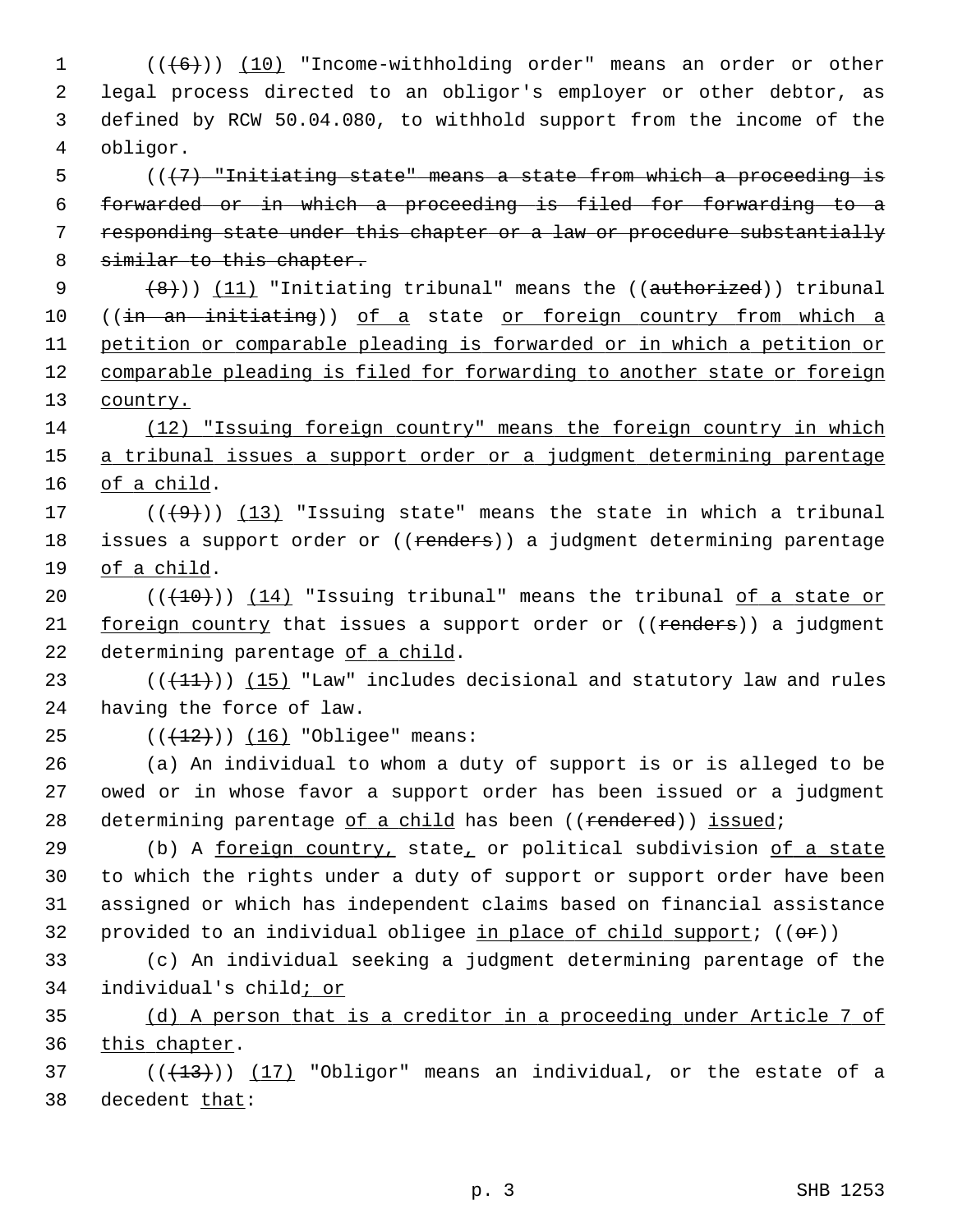((~~(6)~~)) <u>(10)</u> "Income-withholding order" means an order or other legal process directed to an obligor's employer or other debtor, as defined by RCW 50.04.080, to withhold support from the income of the obligor.

((~~(7) "Initiating state" means a state from which a proceeding is forwarded or in which a proceeding is filed for forwarding to a responding state under this chapter or a law or procedure substantially similar to this chapter.~~

~~(8)~~)) <u>(11)</u> "Initiating tribunal" means the ((~~authorized~~)) tribunal ((~~in an initiating~~)) <u>of a</u> state <u>or foreign country from which a petition or comparable pleading is forwarded or in which a petition or comparable pleading is filed for forwarding to another state or foreign country.</u>

<u>(12) "Issuing foreign country" means the foreign country in which a tribunal issues a support order or a judgment determining parentage of a child</u>.

((~~(9)~~)) <u>(13)</u> "Issuing state" means the state in which a tribunal issues a support order or ((~~renders~~)) a judgment determining parentage <u>of a child</u>.

((~~(10)~~)) <u>(14)</u> "Issuing tribunal" means the tribunal <u>of a state or foreign country</u> that issues a support order or ((~~renders~~)) a judgment determining parentage <u>of a child</u>.

((~~(11)~~)) <u>(15)</u> "Law" includes decisional and statutory law and rules having the force of law.

((~~(12)~~)) <u>(16)</u> "Obligee" means:

(a) An individual to whom a duty of support is or is alleged to be owed or in whose favor a support order has been issued or a judgment determining parentage <u>of a child</u> has been ((~~rendered~~)) <u>issued</u>;

(b) A <u>foreign country,</u> state<u>,</u> or political subdivision <u>of a state</u> to which the rights under a duty of support or support order have been assigned or which has independent claims based on financial assistance provided to an individual obligee <u>in place of child support</u>; ((~~or~~))

(c) An individual seeking a judgment determining parentage of the individual's child<u>; or</u>

<u>(d) A person that is a creditor in a proceeding under Article 7 of this chapter</u>.

((~~(13)~~)) <u>(17)</u> "Obligor" means an individual, or the estate of a decedent <u>that</u>: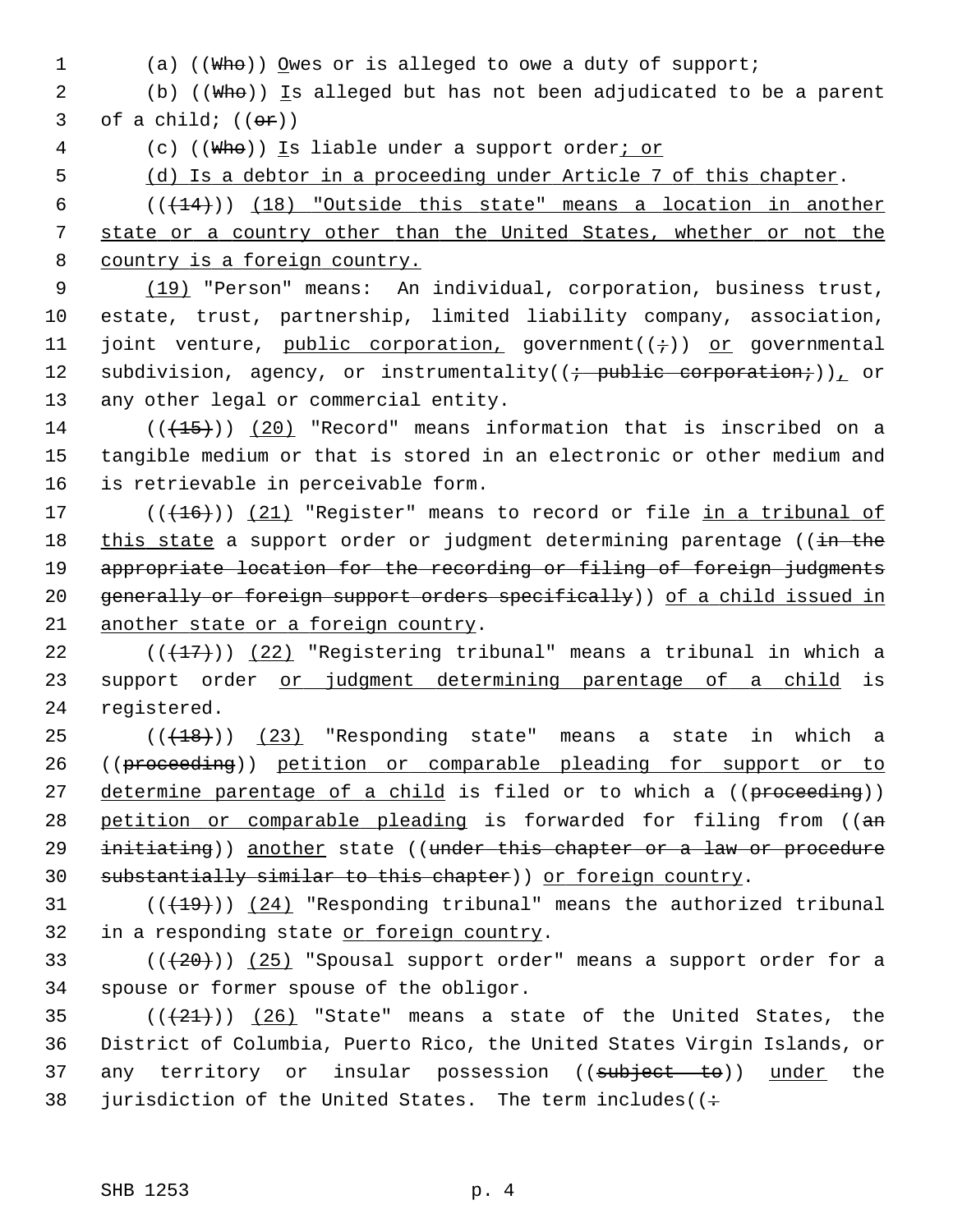(a) ((Who)) Owes or is alleged to owe a duty of support;

(b) ((Who)) Is alleged but has not been adjudicated to be a parent of a child; ((or))

(c) ((Who)) Is liable under a support order; or

(d) Is a debtor in a proceeding under Article 7 of this chapter.

(((14))) (18) "Outside this state" means a location in another state or a country other than the United States, whether or not the country is a foreign country.

(19) "Person" means: An individual, corporation, business trust, estate, trust, partnership, limited liability company, association, joint venture, public corporation, government((;)) or governmental subdivision, agency, or instrumentality((; public corporation;)), or any other legal or commercial entity.

(((15))) (20) "Record" means information that is inscribed on a tangible medium or that is stored in an electronic or other medium and is retrievable in perceivable form.

(((16))) (21) "Register" means to record or file in a tribunal of this state a support order or judgment determining parentage ((in the appropriate location for the recording or filing of foreign judgments generally or foreign support orders specifically)) of a child issued in another state or a foreign country.

(((17))) (22) "Registering tribunal" means a tribunal in which a support order or judgment determining parentage of a child is registered.

(((18))) (23) "Responding state" means a state in which a ((proceeding)) petition or comparable pleading for support or to determine parentage of a child is filed or to which a ((proceeding)) petition or comparable pleading is forwarded for filing from ((an initiating)) another state ((under this chapter or a law or procedure substantially similar to this chapter)) or foreign country.

(((19))) (24) "Responding tribunal" means the authorized tribunal in a responding state or foreign country.

(((20))) (25) "Spousal support order" means a support order for a spouse or former spouse of the obligor.

(((21))) (26) "State" means a state of the United States, the District of Columbia, Puerto Rico, the United States Virgin Islands, or any territory or insular possession ((subject to)) under the jurisdiction of the United States. The term includes((: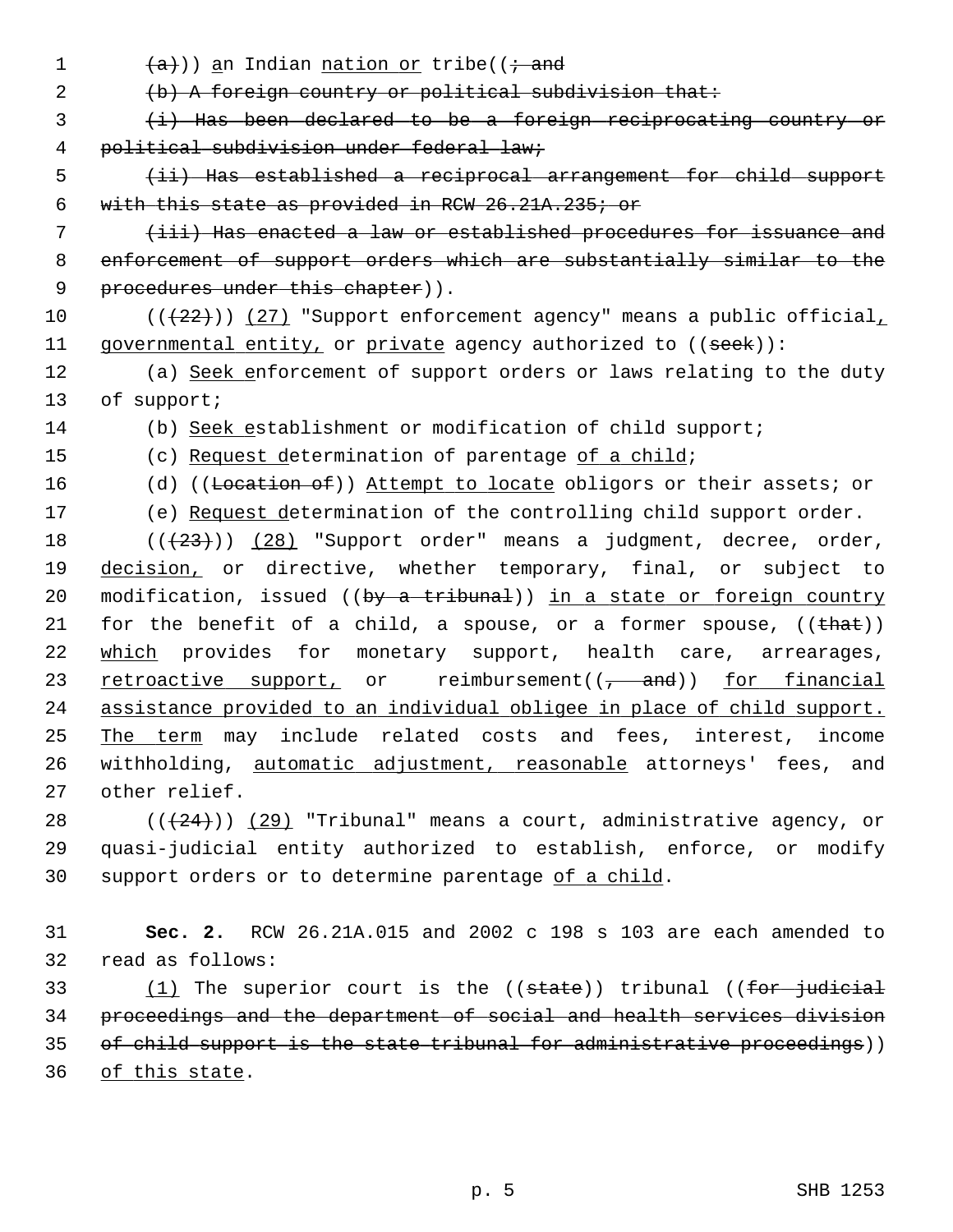((a))) an Indian nation or tribe((; and

(b) A foreign country or political subdivision that:

(i) Has been declared to be a foreign reciprocating country or political subdivision under federal law;

(ii) Has established a reciprocal arrangement for child support with this state as provided in RCW 26.21A.235; or

(iii) Has enacted a law or established procedures for issuance and enforcement of support orders which are substantially similar to the procedures under this chapter)).

(((22))) (27) "Support enforcement agency" means a public official, governmental entity, or private agency authorized to ((seek)):

(a) Seek enforcement of support orders or laws relating to the duty of support;

(b) Seek establishment or modification of child support;

(c) Request determination of parentage of a child;

(d) ((Location of)) Attempt to locate obligors or their assets; or

(e) Request determination of the controlling child support order.

(((23))) (28) "Support order" means a judgment, decree, order, decision, or directive, whether temporary, final, or subject to modification, issued ((by a tribunal)) in a state or foreign country for the benefit of a child, a spouse, or a former spouse, ((that)) which provides for monetary support, health care, arrearages, retroactive support, or reimbursement((, and)) for financial assistance provided to an individual obligee in place of child support. The term may include related costs and fees, interest, income withholding, automatic adjustment, reasonable attorneys' fees, and other relief.

(((24))) (29) "Tribunal" means a court, administrative agency, or quasi-judicial entity authorized to establish, enforce, or modify support orders or to determine parentage of a child.

**Sec. 2.** RCW 26.21A.015 and 2002 c 198 s 103 are each amended to read as follows:

(1) The superior court is the ((state)) tribunal ((for judicial proceedings and the department of social and health services division of child support is the state tribunal for administrative proceedings)) of this state.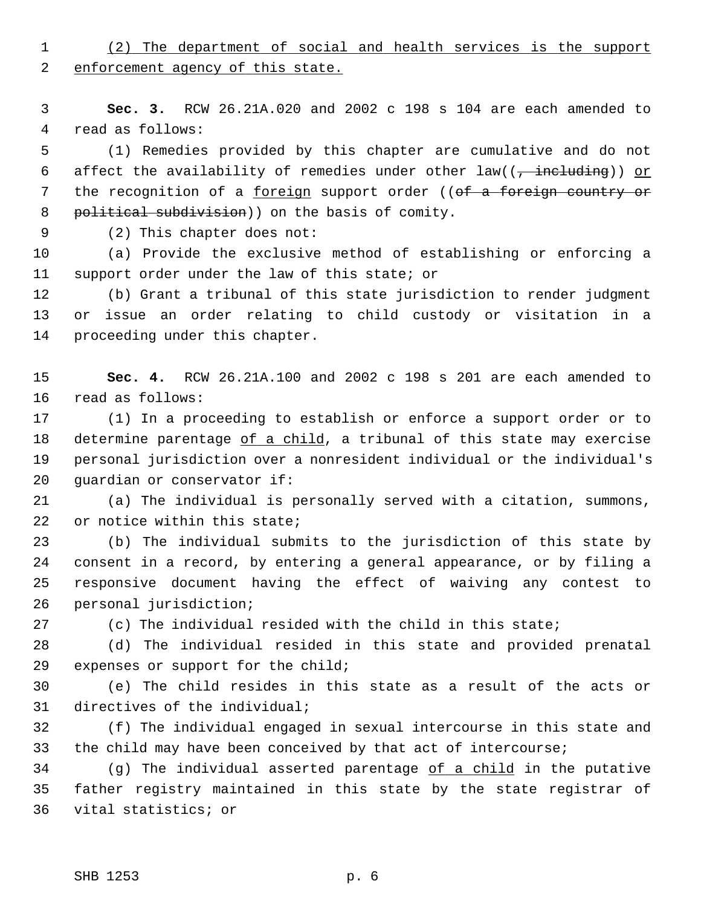(2) The department of social and health services is the support enforcement agency of this state.

**Sec. 3.** RCW 26.21A.020 and 2002 c 198 s 104 are each amended to read as follows:

(1) Remedies provided by this chapter are cumulative and do not affect the availability of remedies under other law((~~, including~~)) or the recognition of a foreign support order ((~~of a foreign country or political subdivision~~)) on the basis of comity.

(2) This chapter does not:

(a) Provide the exclusive method of establishing or enforcing a support order under the law of this state; or

(b) Grant a tribunal of this state jurisdiction to render judgment or issue an order relating to child custody or visitation in a proceeding under this chapter.

**Sec. 4.** RCW 26.21A.100 and 2002 c 198 s 201 are each amended to read as follows:

(1) In a proceeding to establish or enforce a support order or to determine parentage of a child, a tribunal of this state may exercise personal jurisdiction over a nonresident individual or the individual's guardian or conservator if:

(a) The individual is personally served with a citation, summons, or notice within this state;

(b) The individual submits to the jurisdiction of this state by consent in a record, by entering a general appearance, or by filing a responsive document having the effect of waiving any contest to personal jurisdiction;

(c) The individual resided with the child in this state;

(d) The individual resided in this state and provided prenatal expenses or support for the child;

(e) The child resides in this state as a result of the acts or directives of the individual;

(f) The individual engaged in sexual intercourse in this state and the child may have been conceived by that act of intercourse;

(g) The individual asserted parentage of a child in the putative father registry maintained in this state by the state registrar of vital statistics; or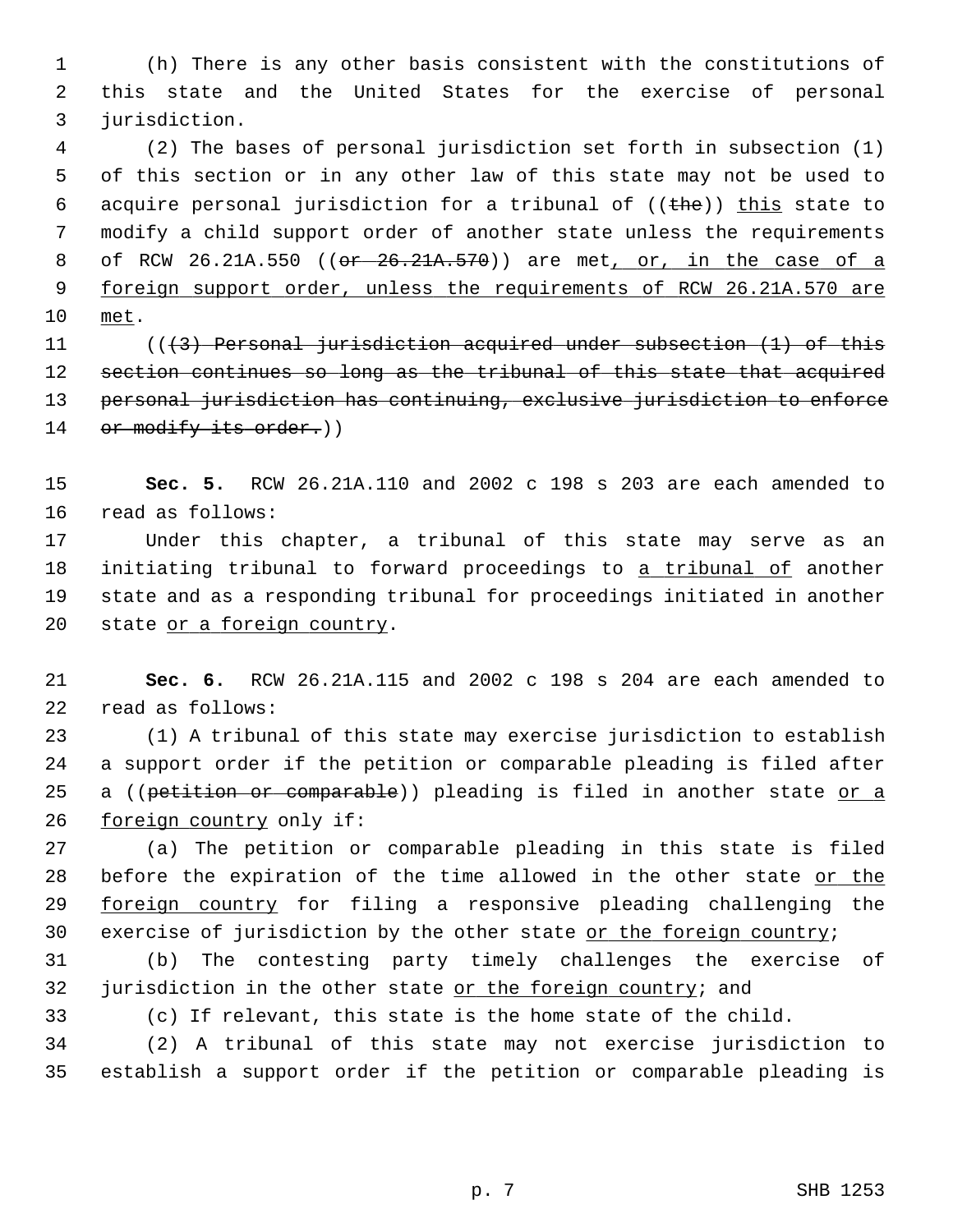(h) There is any other basis consistent with the constitutions of this state and the United States for the exercise of personal jurisdiction.

(2) The bases of personal jurisdiction set forth in subsection (1) of this section or in any other law of this state may not be used to acquire personal jurisdiction for a tribunal of ((~~the~~)) <u>this</u> state to modify a child support order of another state unless the requirements of RCW 26.21A.550 ((~~or 26.21A.570~~)) are met<u>, or, in the case of a foreign support order, unless the requirements of RCW 26.21A.570 are met</u>.

((~~(3) Personal jurisdiction acquired under subsection (1) of this section continues so long as the tribunal of this state that acquired personal jurisdiction has continuing, exclusive jurisdiction to enforce or modify its order.~~))

**Sec. 5.** RCW 26.21A.110 and 2002 c 198 s 203 are each amended to read as follows:

Under this chapter, a tribunal of this state may serve as an initiating tribunal to forward proceedings to <u>a tribunal of</u> another state and as a responding tribunal for proceedings initiated in another state <u>or a foreign country</u>.

**Sec. 6.** RCW 26.21A.115 and 2002 c 198 s 204 are each amended to read as follows:

(1) A tribunal of this state may exercise jurisdiction to establish a support order if the petition or comparable pleading is filed after a ((~~petition or comparable~~)) pleading is filed in another state <u>or a foreign country</u> only if:

(a) The petition or comparable pleading in this state is filed before the expiration of the time allowed in the other state <u>or the foreign country</u> for filing a responsive pleading challenging the exercise of jurisdiction by the other state <u>or the foreign country</u>;

(b) The contesting party timely challenges the exercise of jurisdiction in the other state <u>or the foreign country</u>; and

(c) If relevant, this state is the home state of the child.

(2) A tribunal of this state may not exercise jurisdiction to establish a support order if the petition or comparable pleading is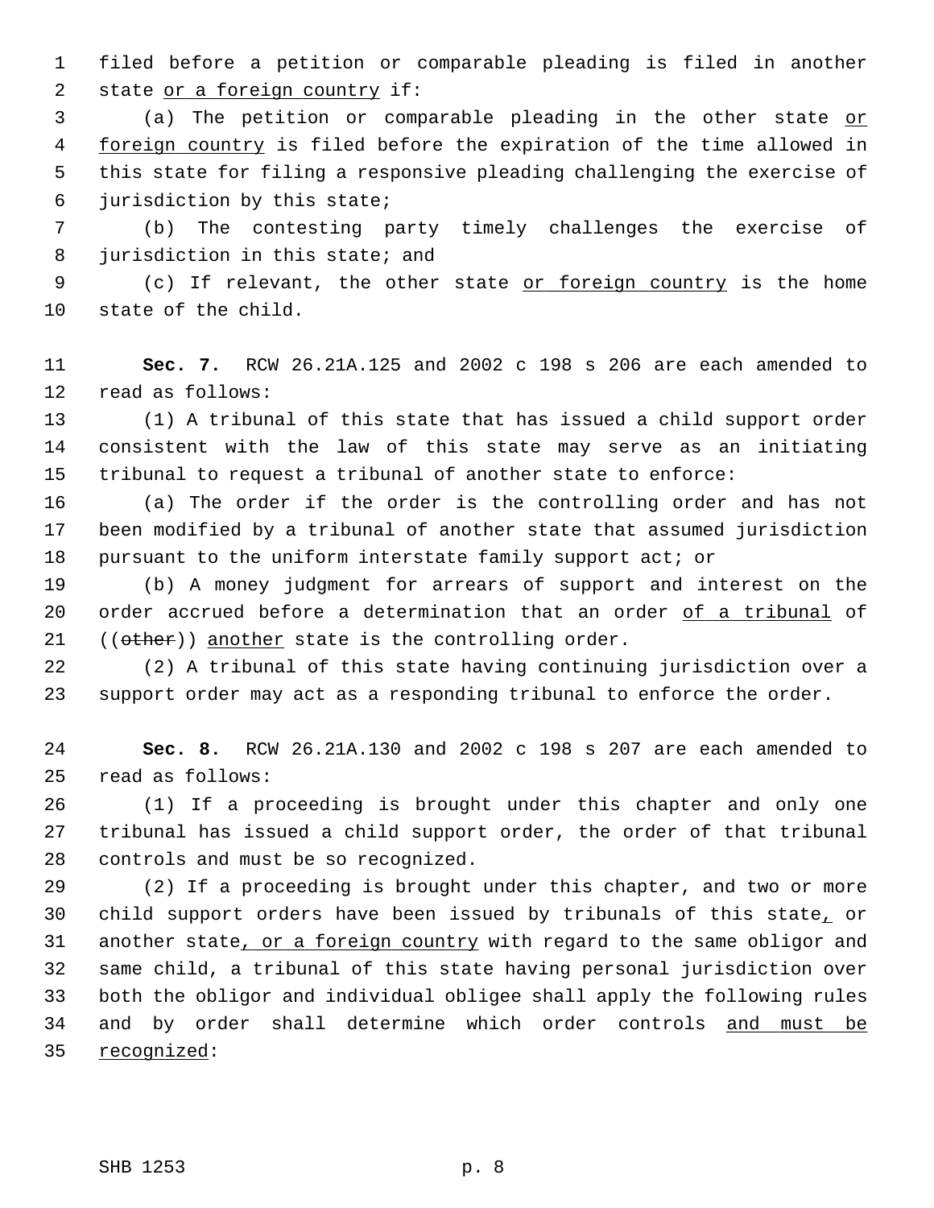filed before a petition or comparable pleading is filed in another state <u>or a foreign country</u> if:

(a) The petition or comparable pleading in the other state <u>or foreign country</u> is filed before the expiration of the time allowed in this state for filing a responsive pleading challenging the exercise of jurisdiction by this state;

(b) The contesting party timely challenges the exercise of jurisdiction in this state; and

(c) If relevant, the other state <u>or foreign country</u> is the home state of the child.

**Sec. 7.** RCW 26.21A.125 and 2002 c 198 s 206 are each amended to read as follows:

(1) A tribunal of this state that has issued a child support order consistent with the law of this state may serve as an initiating tribunal to request a tribunal of another state to enforce:

(a) The order if the order is the controlling order and has not been modified by a tribunal of another state that assumed jurisdiction pursuant to the uniform interstate family support act; or

(b) A money judgment for arrears of support and interest on the order accrued before a determination that an order <u>of a tribunal</u> of ((~~other~~)) <u>another</u> state is the controlling order.

(2) A tribunal of this state having continuing jurisdiction over a support order may act as a responding tribunal to enforce the order.

**Sec. 8.** RCW 26.21A.130 and 2002 c 198 s 207 are each amended to read as follows:

(1) If a proceeding is brought under this chapter and only one tribunal has issued a child support order, the order of that tribunal controls and must be so recognized.

(2) If a proceeding is brought under this chapter, and two or more child support orders have been issued by tribunals of this state<u>,</u> or another state<u>, or a foreign country</u> with regard to the same obligor and same child, a tribunal of this state having personal jurisdiction over both the obligor and individual obligee shall apply the following rules and by order shall determine which order controls <u>and must be recognized</u>: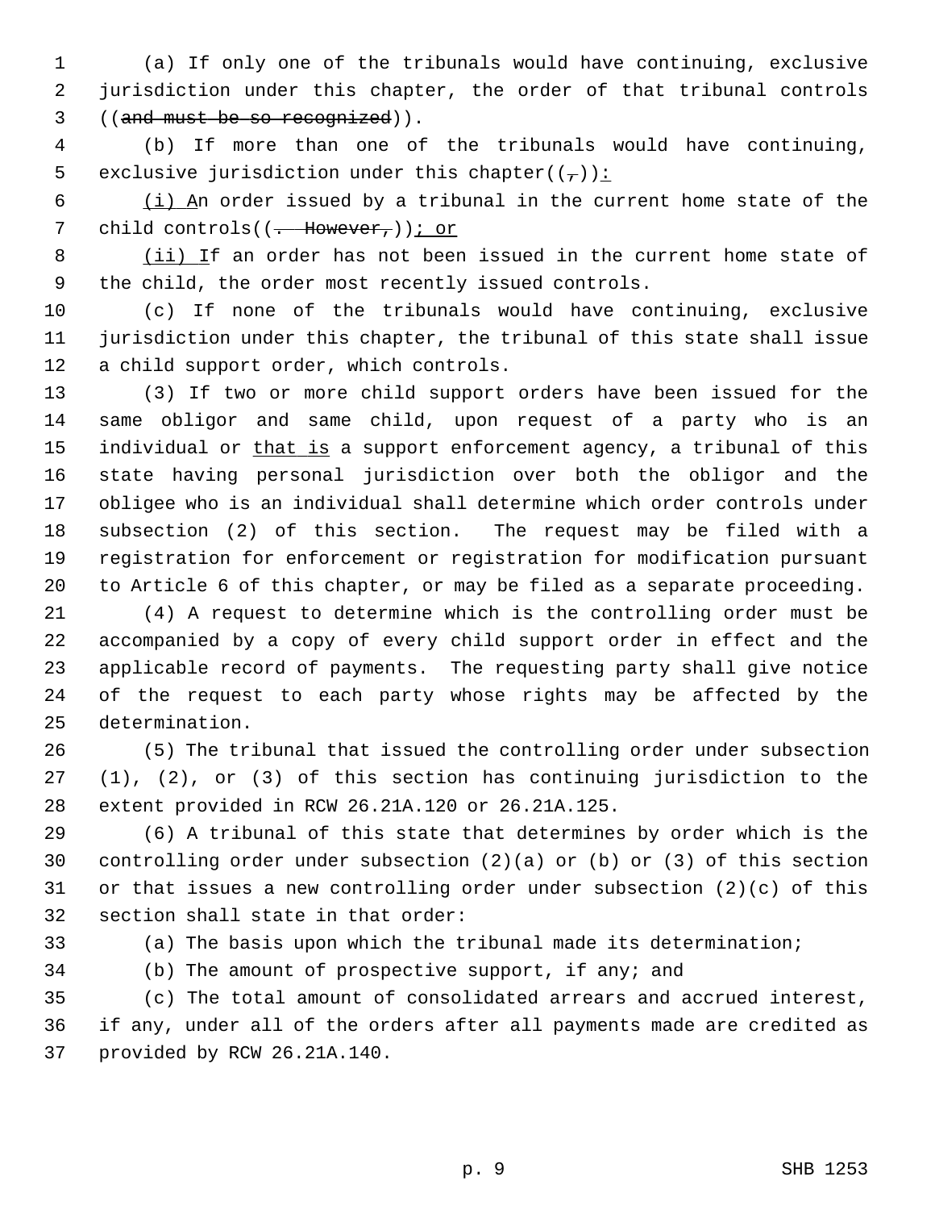(a) If only one of the tribunals would have continuing, exclusive jurisdiction under this chapter, the order of that tribunal controls ((~~and must be so recognized~~)).

(b) If more than one of the tribunals would have continuing, exclusive jurisdiction under this chapter((~~,~~))<u>:</u>

<u>(i) A</u>n order issued by a tribunal in the current home state of the child controls((~~. However,~~))<u>; or</u>

<u>(ii) I</u>f an order has not been issued in the current home state of the child, the order most recently issued controls.

(c) If none of the tribunals would have continuing, exclusive jurisdiction under this chapter, the tribunal of this state shall issue a child support order, which controls.

(3) If two or more child support orders have been issued for the same obligor and same child, upon request of a party who is an individual or <u>that is</u> a support enforcement agency, a tribunal of this state having personal jurisdiction over both the obligor and the obligee who is an individual shall determine which order controls under subsection (2) of this section. The request may be filed with a registration for enforcement or registration for modification pursuant to Article 6 of this chapter, or may be filed as a separate proceeding.

(4) A request to determine which is the controlling order must be accompanied by a copy of every child support order in effect and the applicable record of payments. The requesting party shall give notice of the request to each party whose rights may be affected by the determination.

(5) The tribunal that issued the controlling order under subsection (1), (2), or (3) of this section has continuing jurisdiction to the extent provided in RCW 26.21A.120 or 26.21A.125.

(6) A tribunal of this state that determines by order which is the controlling order under subsection (2)(a) or (b) or (3) of this section or that issues a new controlling order under subsection (2)(c) of this section shall state in that order:

(a) The basis upon which the tribunal made its determination;

(b) The amount of prospective support, if any; and

(c) The total amount of consolidated arrears and accrued interest, if any, under all of the orders after all payments made are credited as provided by RCW 26.21A.140.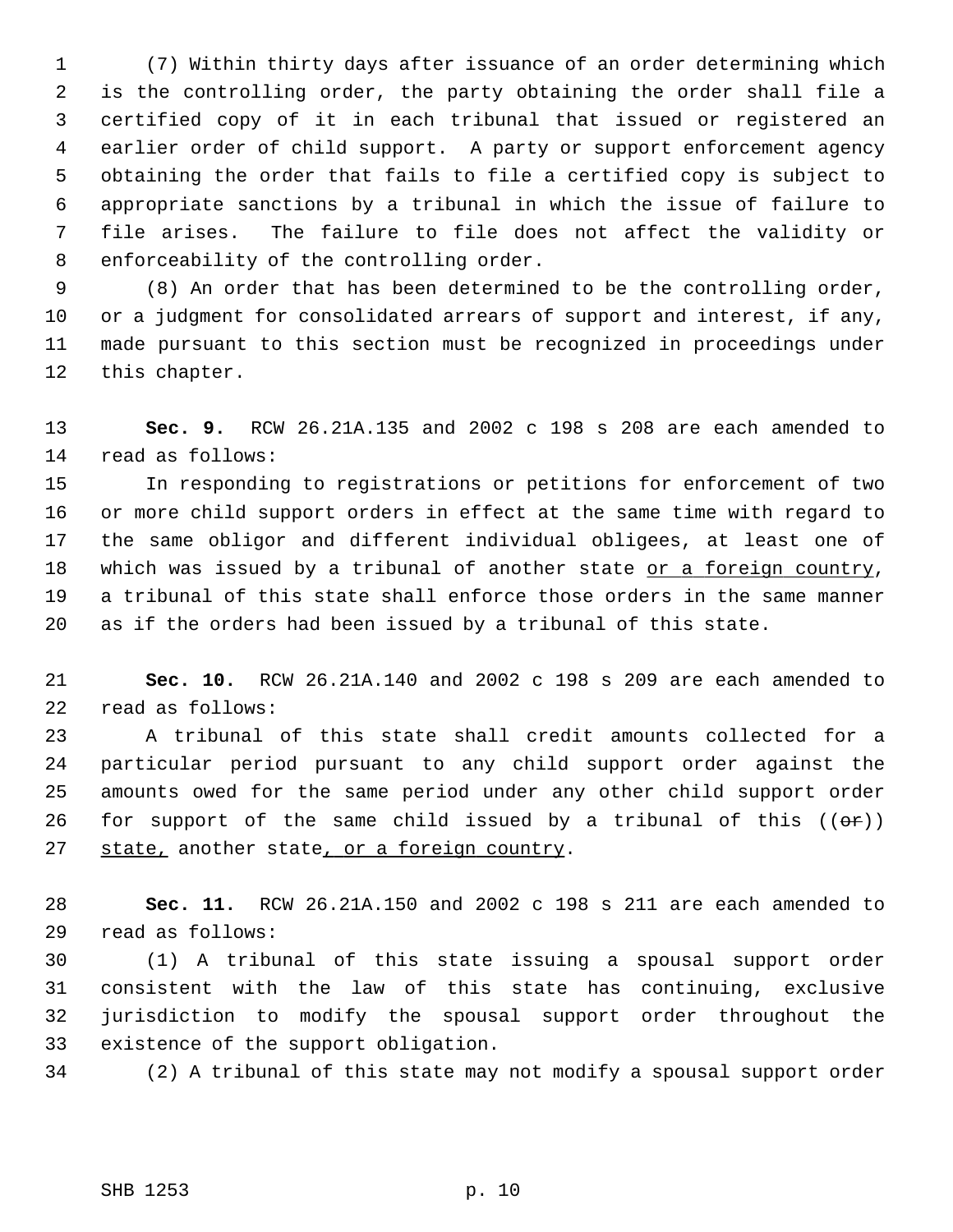(7) Within thirty days after issuance of an order determining which is the controlling order, the party obtaining the order shall file a certified copy of it in each tribunal that issued or registered an earlier order of child support. A party or support enforcement agency obtaining the order that fails to file a certified copy is subject to appropriate sanctions by a tribunal in which the issue of failure to file arises. The failure to file does not affect the validity or enforceability of the controlling order.

(8) An order that has been determined to be the controlling order, or a judgment for consolidated arrears of support and interest, if any, made pursuant to this section must be recognized in proceedings under this chapter.

**Sec. 9.** RCW 26.21A.135 and 2002 c 198 s 208 are each amended to read as follows:

In responding to registrations or petitions for enforcement of two or more child support orders in effect at the same time with regard to the same obligor and different individual obligees, at least one of which was issued by a tribunal of another state <u>or a foreign country</u>, a tribunal of this state shall enforce those orders in the same manner as if the orders had been issued by a tribunal of this state.

**Sec. 10.** RCW 26.21A.140 and 2002 c 198 s 209 are each amended to read as follows:

A tribunal of this state shall credit amounts collected for a particular period pursuant to any child support order against the amounts owed for the same period under any other child support order for support of the same child issued by a tribunal of this ((~~or~~)) <u>state,</u> another state<u>, or a foreign country</u>.

**Sec. 11.** RCW 26.21A.150 and 2002 c 198 s 211 are each amended to read as follows:

(1) A tribunal of this state issuing a spousal support order consistent with the law of this state has continuing, exclusive jurisdiction to modify the spousal support order throughout the existence of the support obligation.

(2) A tribunal of this state may not modify a spousal support order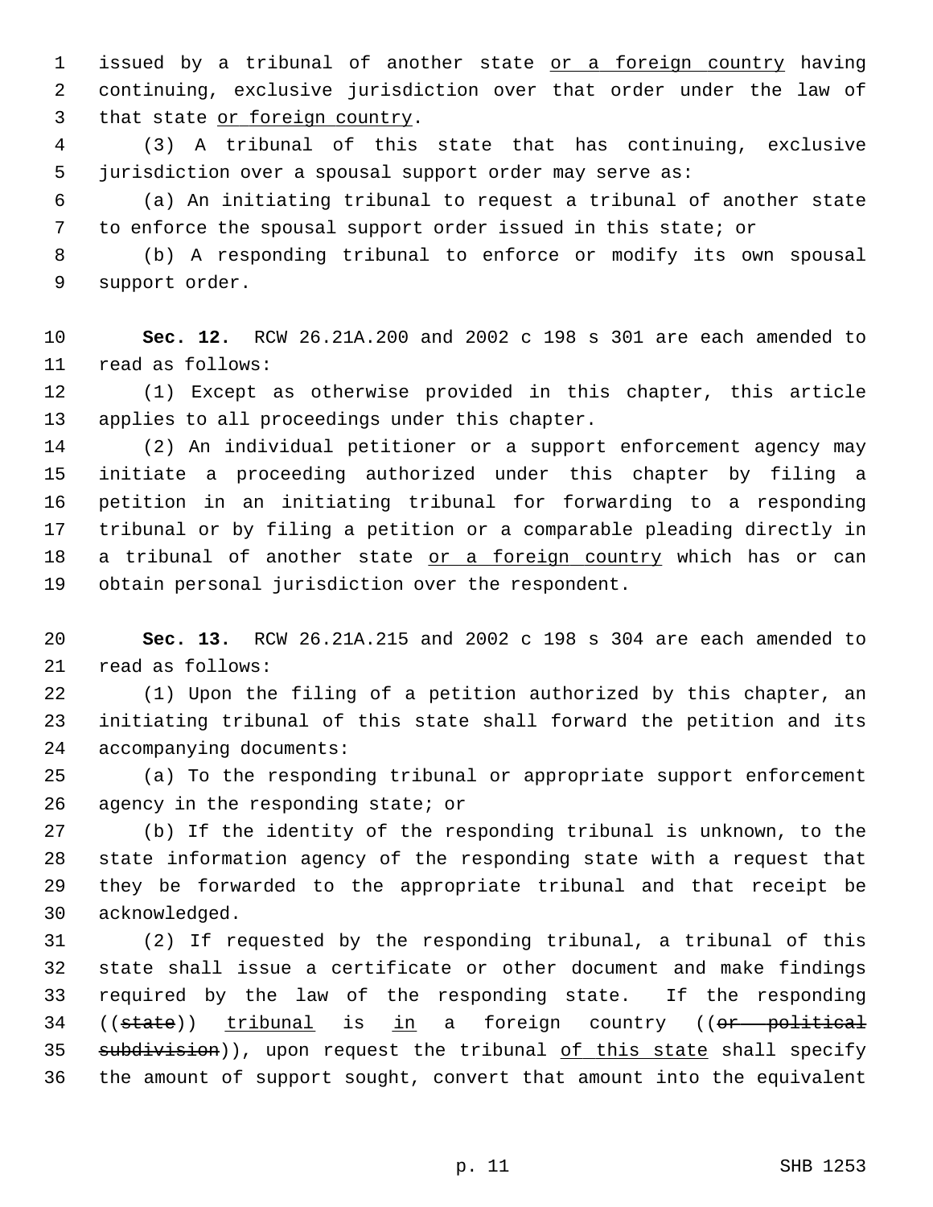issued by a tribunal of another state <u>or a foreign country</u> having continuing, exclusive jurisdiction over that order under the law of that state <u>or foreign country</u>.

(3) A tribunal of this state that has continuing, exclusive jurisdiction over a spousal support order may serve as:

(a) An initiating tribunal to request a tribunal of another state to enforce the spousal support order issued in this state; or

(b) A responding tribunal to enforce or modify its own spousal support order.

**Sec. 12.** RCW 26.21A.200 and 2002 c 198 s 301 are each amended to read as follows:

(1) Except as otherwise provided in this chapter, this article applies to all proceedings under this chapter.

(2) An individual petitioner or a support enforcement agency may initiate a proceeding authorized under this chapter by filing a petition in an initiating tribunal for forwarding to a responding tribunal or by filing a petition or a comparable pleading directly in a tribunal of another state <u>or a foreign country</u> which has or can obtain personal jurisdiction over the respondent.

**Sec. 13.** RCW 26.21A.215 and 2002 c 198 s 304 are each amended to read as follows:

(1) Upon the filing of a petition authorized by this chapter, an initiating tribunal of this state shall forward the petition and its accompanying documents:

(a) To the responding tribunal or appropriate support enforcement agency in the responding state; or

(b) If the identity of the responding tribunal is unknown, to the state information agency of the responding state with a request that they be forwarded to the appropriate tribunal and that receipt be acknowledged.

(2) If requested by the responding tribunal, a tribunal of this state shall issue a certificate or other document and make findings required by the law of the responding state. If the responding ((~~state~~)) <u>tribunal</u> is <u>in</u> a foreign country ((~~or political subdivision~~)), upon request the tribunal <u>of this state</u> shall specify the amount of support sought, convert that amount into the equivalent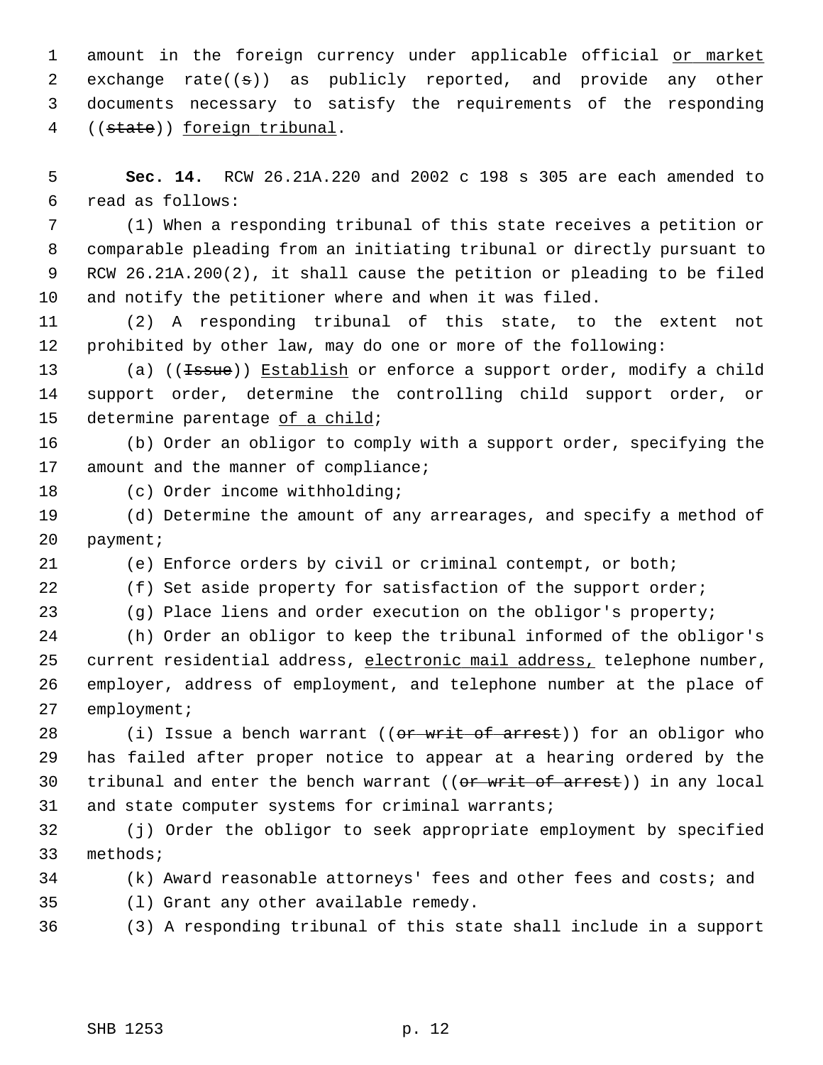amount in the foreign currency under applicable official <u>or market</u> exchange rate((s)) as publicly reported, and provide any other documents necessary to satisfy the requirements of the responding ((~~state~~)) <u>foreign tribunal</u>.

**Sec. 14.** RCW 26.21A.220 and 2002 c 198 s 305 are each amended to read as follows:

(1) When a responding tribunal of this state receives a petition or comparable pleading from an initiating tribunal or directly pursuant to RCW 26.21A.200(2), it shall cause the petition or pleading to be filed and notify the petitioner where and when it was filed.

(2) A responding tribunal of this state, to the extent not prohibited by other law, may do one or more of the following:

(a) ((~~Issue~~)) <u>Establish</u> or enforce a support order, modify a child support order, determine the controlling child support order, or determine parentage <u>of a child</u>;

(b) Order an obligor to comply with a support order, specifying the amount and the manner of compliance;

(c) Order income withholding;

(d) Determine the amount of any arrearages, and specify a method of payment;

(e) Enforce orders by civil or criminal contempt, or both;

(f) Set aside property for satisfaction of the support order;

(g) Place liens and order execution on the obligor's property;

(h) Order an obligor to keep the tribunal informed of the obligor's current residential address, <u>electronic mail address,</u> telephone number, employer, address of employment, and telephone number at the place of employment;

(i) Issue a bench warrant ((~~or writ of arrest~~)) for an obligor who has failed after proper notice to appear at a hearing ordered by the tribunal and enter the bench warrant ((~~or writ of arrest~~)) in any local and state computer systems for criminal warrants;

(j) Order the obligor to seek appropriate employment by specified methods;

(k) Award reasonable attorneys' fees and other fees and costs; and

(l) Grant any other available remedy.

(3) A responding tribunal of this state shall include in a support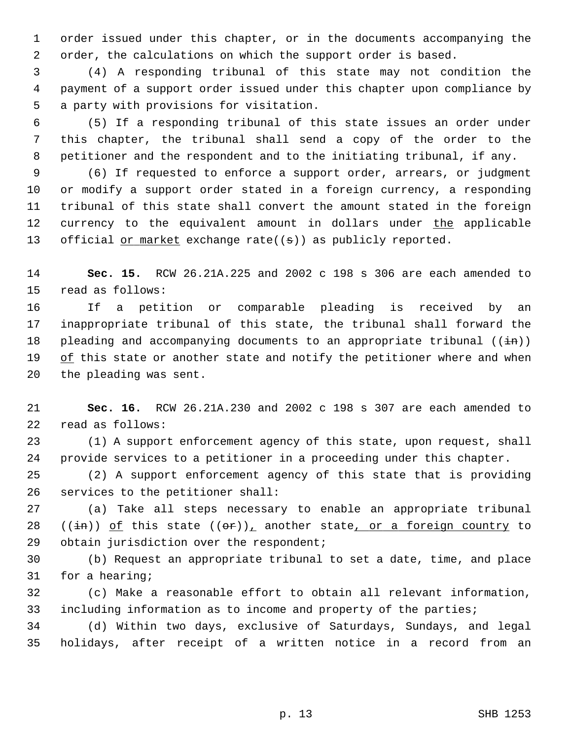order issued under this chapter, or in the documents accompanying the order, the calculations on which the support order is based.

(4) A responding tribunal of this state may not condition the payment of a support order issued under this chapter upon compliance by a party with provisions for visitation.

(5) If a responding tribunal of this state issues an order under this chapter, the tribunal shall send a copy of the order to the petitioner and the respondent and to the initiating tribunal, if any.

(6) If requested to enforce a support order, arrears, or judgment or modify a support order stated in a foreign currency, a responding tribunal of this state shall convert the amount stated in the foreign currency to the equivalent amount in dollars under the applicable official or market exchange rate((s)) as publicly reported.

**Sec. 15.** RCW 26.21A.225 and 2002 c 198 s 306 are each amended to read as follows:

If a petition or comparable pleading is received by an inappropriate tribunal of this state, the tribunal shall forward the pleading and accompanying documents to an appropriate tribunal ((in)) of this state or another state and notify the petitioner where and when the pleading was sent.

**Sec. 16.** RCW 26.21A.230 and 2002 c 198 s 307 are each amended to read as follows:

(1) A support enforcement agency of this state, upon request, shall provide services to a petitioner in a proceeding under this chapter.

(2) A support enforcement agency of this state that is providing services to the petitioner shall:

(a) Take all steps necessary to enable an appropriate tribunal ((in)) of this state ((or)), another state, or a foreign country to obtain jurisdiction over the respondent;

(b) Request an appropriate tribunal to set a date, time, and place for a hearing;

(c) Make a reasonable effort to obtain all relevant information, including information as to income and property of the parties;

(d) Within two days, exclusive of Saturdays, Sundays, and legal holidays, after receipt of a written notice in a record from an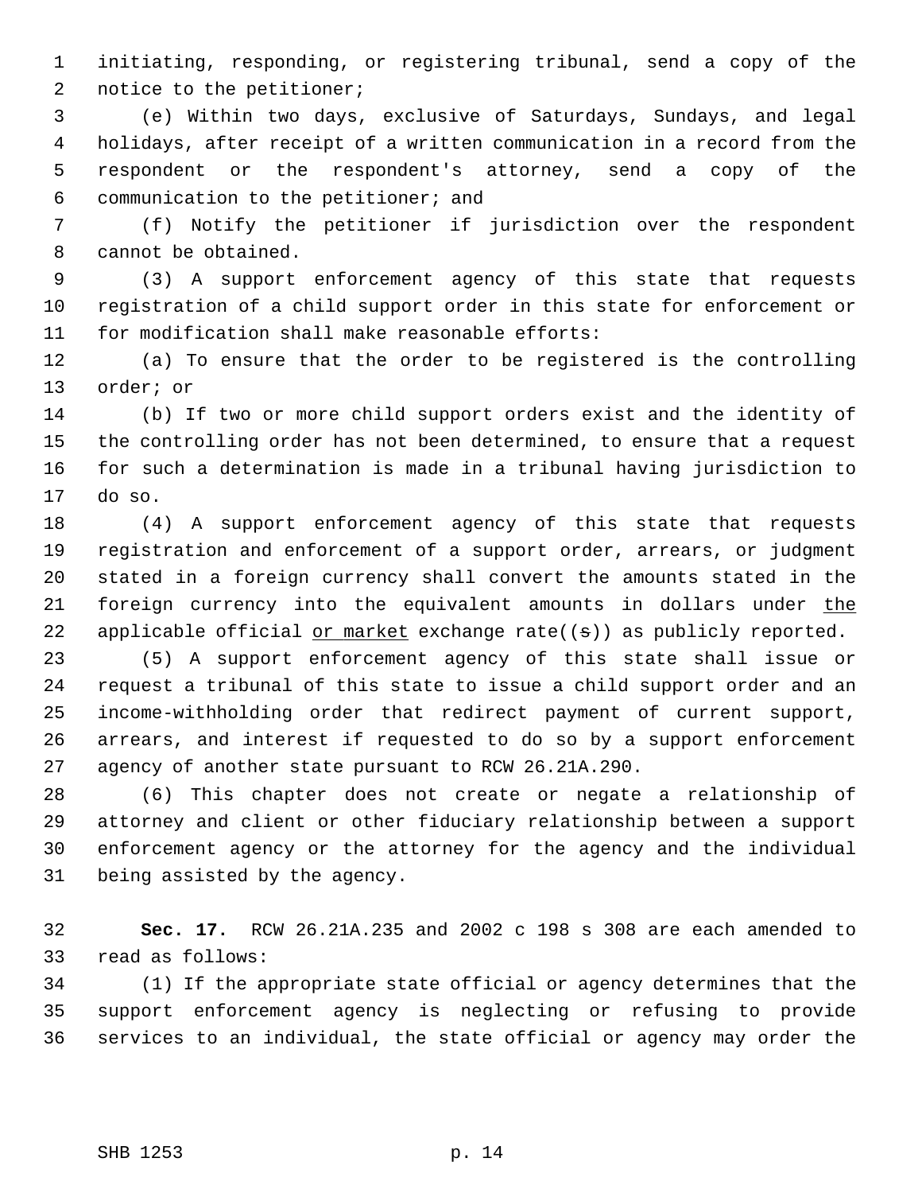initiating, responding, or registering tribunal, send a copy of the notice to the petitioner;

(e) Within two days, exclusive of Saturdays, Sundays, and legal holidays, after receipt of a written communication in a record from the respondent or the respondent's attorney, send a copy of the communication to the petitioner; and

(f) Notify the petitioner if jurisdiction over the respondent cannot be obtained.

(3) A support enforcement agency of this state that requests registration of a child support order in this state for enforcement or for modification shall make reasonable efforts:

(a) To ensure that the order to be registered is the controlling order; or

(b) If two or more child support orders exist and the identity of the controlling order has not been determined, to ensure that a request for such a determination is made in a tribunal having jurisdiction to do so.

(4) A support enforcement agency of this state that requests registration and enforcement of a support order, arrears, or judgment stated in a foreign currency shall convert the amounts stated in the foreign currency into the equivalent amounts in dollars under <u>the</u> applicable official <u>or market</u> exchange rate((~~s~~)) as publicly reported.

(5) A support enforcement agency of this state shall issue or request a tribunal of this state to issue a child support order and an income-withholding order that redirect payment of current support, arrears, and interest if requested to do so by a support enforcement agency of another state pursuant to RCW 26.21A.290.

(6) This chapter does not create or negate a relationship of attorney and client or other fiduciary relationship between a support enforcement agency or the attorney for the agency and the individual being assisted by the agency.

**Sec. 17.** RCW 26.21A.235 and 2002 c 198 s 308 are each amended to read as follows:

(1) If the appropriate state official or agency determines that the support enforcement agency is neglecting or refusing to provide services to an individual, the state official or agency may order the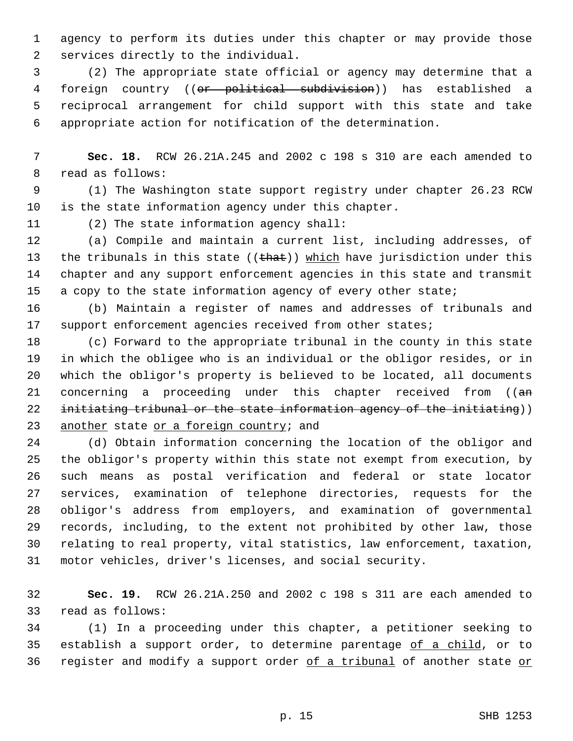agency to perform its duties under this chapter or may provide those services directly to the individual.

(2) The appropriate state official or agency may determine that a foreign country ((~~or political subdivision~~)) has established a reciprocal arrangement for child support with this state and take appropriate action for notification of the determination.

**Sec. 18.** RCW 26.21A.245 and 2002 c 198 s 310 are each amended to read as follows:

(1) The Washington state support registry under chapter 26.23 RCW is the state information agency under this chapter.

(2) The state information agency shall:

(a) Compile and maintain a current list, including addresses, of the tribunals in this state ((~~that~~)) <u>which</u> have jurisdiction under this chapter and any support enforcement agencies in this state and transmit a copy to the state information agency of every other state;

(b) Maintain a register of names and addresses of tribunals and support enforcement agencies received from other states;

(c) Forward to the appropriate tribunal in the county in this state in which the obligee who is an individual or the obligor resides, or in which the obligor's property is believed to be located, all documents concerning a proceeding under this chapter received from ((~~an initiating tribunal or the state information agency of the initiating~~)) <u>another</u> state <u>or a foreign country</u>; and

(d) Obtain information concerning the location of the obligor and the obligor's property within this state not exempt from execution, by such means as postal verification and federal or state locator services, examination of telephone directories, requests for the obligor's address from employers, and examination of governmental records, including, to the extent not prohibited by other law, those relating to real property, vital statistics, law enforcement, taxation, motor vehicles, driver's licenses, and social security.

**Sec. 19.** RCW 26.21A.250 and 2002 c 198 s 311 are each amended to read as follows:

(1) In a proceeding under this chapter, a petitioner seeking to establish a support order, to determine parentage <u>of a child</u>, or to register and modify a support order <u>of a tribunal</u> of another state <u>or</u>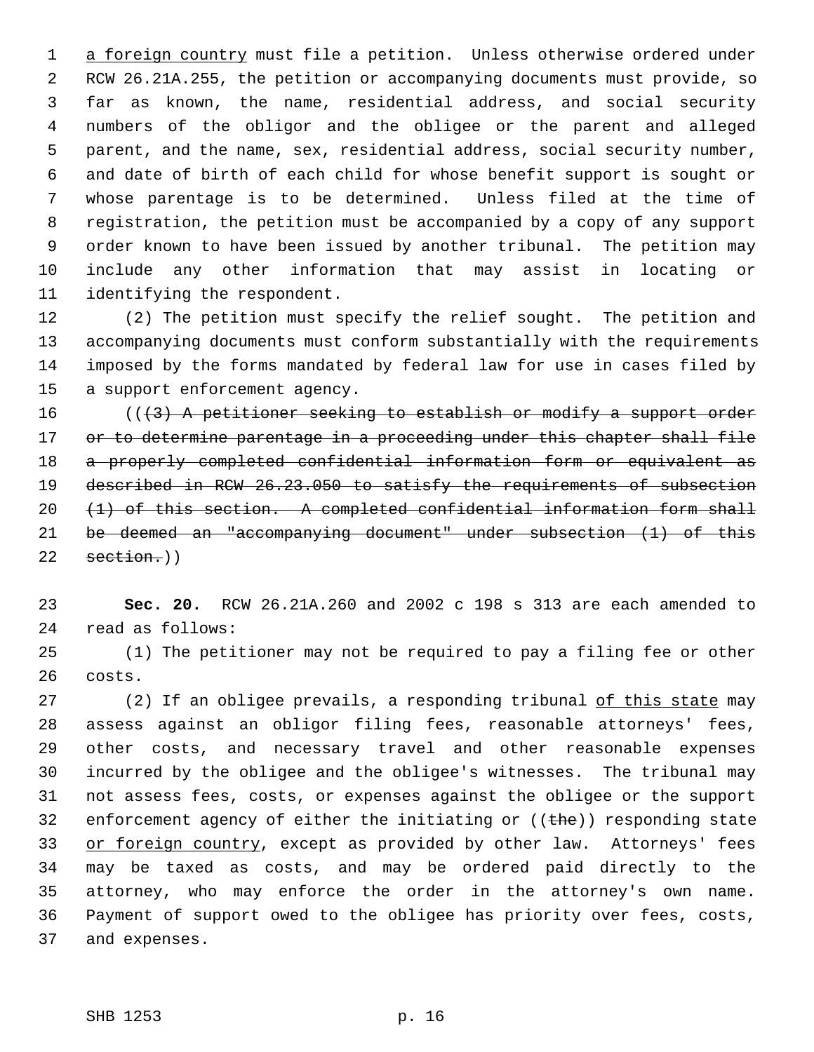a foreign country must file a petition. Unless otherwise ordered under RCW 26.21A.255, the petition or accompanying documents must provide, so far as known, the name, residential address, and social security numbers of the obligor and the obligee or the parent and alleged parent, and the name, sex, residential address, social security number, and date of birth of each child for whose benefit support is sought or whose parentage is to be determined. Unless filed at the time of registration, the petition must be accompanied by a copy of any support order known to have been issued by another tribunal. The petition may include any other information that may assist in locating or identifying the respondent.

(2) The petition must specify the relief sought. The petition and accompanying documents must conform substantially with the requirements imposed by the forms mandated by federal law for use in cases filed by a support enforcement agency.

((~~(3) A petitioner seeking to establish or modify a support order or to determine parentage in a proceeding under this chapter shall file a properly completed confidential information form or equivalent as described in RCW 26.23.050 to satisfy the requirements of subsection (1) of this section. A completed confidential information form shall be deemed an "accompanying document" under subsection (1) of this section.~~))

**Sec. 20.** RCW 26.21A.260 and 2002 c 198 s 313 are each amended to read as follows:

(1) The petitioner may not be required to pay a filing fee or other costs.

(2) If an obligee prevails, a responding tribunal of this state may assess against an obligor filing fees, reasonable attorneys' fees, other costs, and necessary travel and other reasonable expenses incurred by the obligee and the obligee's witnesses. The tribunal may not assess fees, costs, or expenses against the obligee or the support enforcement agency of either the initiating or ((~~the~~)) responding state or foreign country, except as provided by other law. Attorneys' fees may be taxed as costs, and may be ordered paid directly to the attorney, who may enforce the order in the attorney's own name. Payment of support owed to the obligee has priority over fees, costs, and expenses.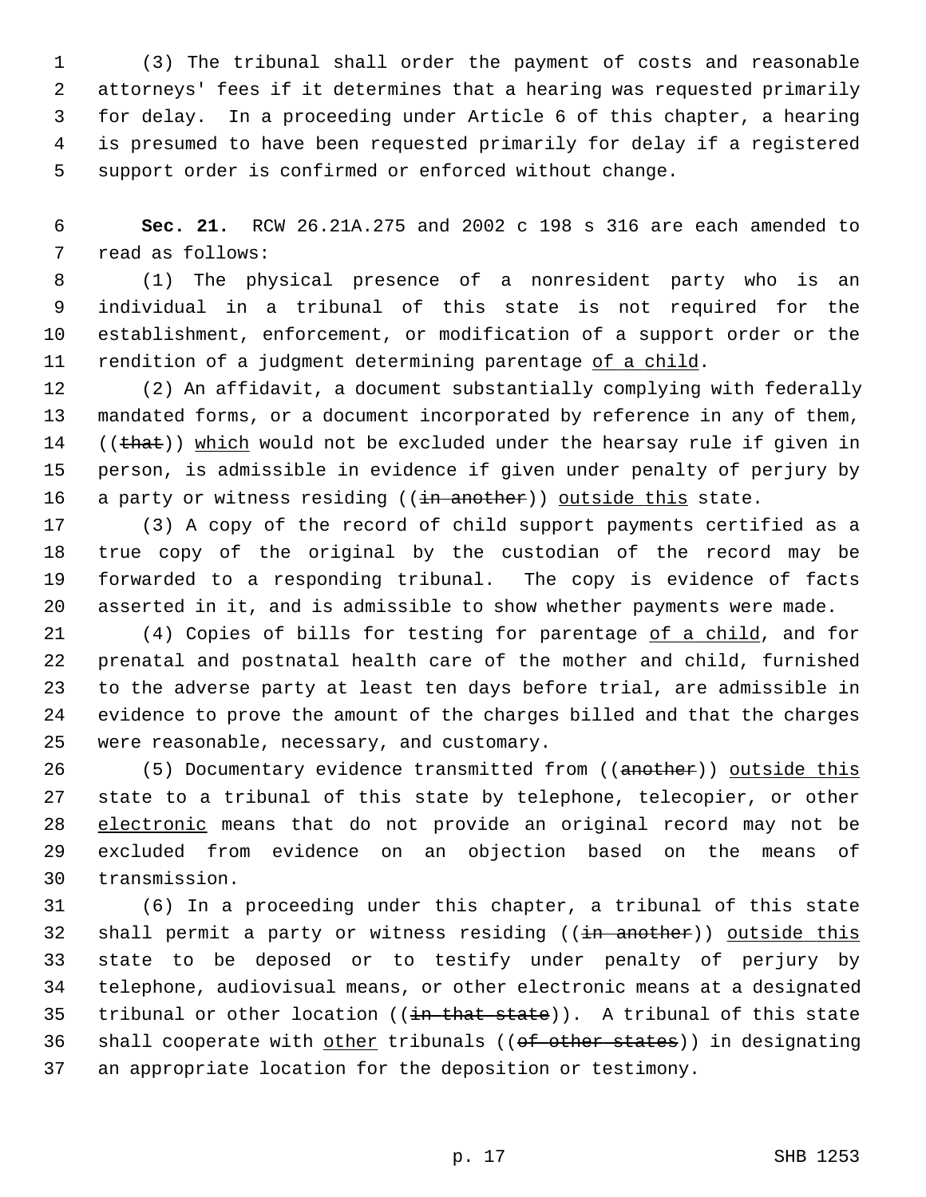(3) The tribunal shall order the payment of costs and reasonable attorneys' fees if it determines that a hearing was requested primarily for delay. In a proceeding under Article 6 of this chapter, a hearing is presumed to have been requested primarily for delay if a registered support order is confirmed or enforced without change.

**Sec. 21.** RCW 26.21A.275 and 2002 c 198 s 316 are each amended to read as follows:

(1) The physical presence of a nonresident party who is an individual in a tribunal of this state is not required for the establishment, enforcement, or modification of a support order or the rendition of a judgment determining parentage <u>of a child</u>.

(2) An affidavit, a document substantially complying with federally mandated forms, or a document incorporated by reference in any of them, ((~~that~~)) <u>which</u> would not be excluded under the hearsay rule if given in person, is admissible in evidence if given under penalty of perjury by a party or witness residing ((~~in another~~)) <u>outside this</u> state.

(3) A copy of the record of child support payments certified as a true copy of the original by the custodian of the record may be forwarded to a responding tribunal. The copy is evidence of facts asserted in it, and is admissible to show whether payments were made.

(4) Copies of bills for testing for parentage <u>of a child</u>, and for prenatal and postnatal health care of the mother and child, furnished to the adverse party at least ten days before trial, are admissible in evidence to prove the amount of the charges billed and that the charges were reasonable, necessary, and customary.

(5) Documentary evidence transmitted from ((~~another~~)) <u>outside this</u> state to a tribunal of this state by telephone, telecopier, or other <u>electronic</u> means that do not provide an original record may not be excluded from evidence on an objection based on the means of transmission.

(6) In a proceeding under this chapter, a tribunal of this state shall permit a party or witness residing ((~~in another~~)) <u>outside this</u> state to be deposed or to testify under penalty of perjury by telephone, audiovisual means, or other electronic means at a designated tribunal or other location ((~~in that state~~)). A tribunal of this state shall cooperate with <u>other</u> tribunals ((~~of other states~~)) in designating an appropriate location for the deposition or testimony.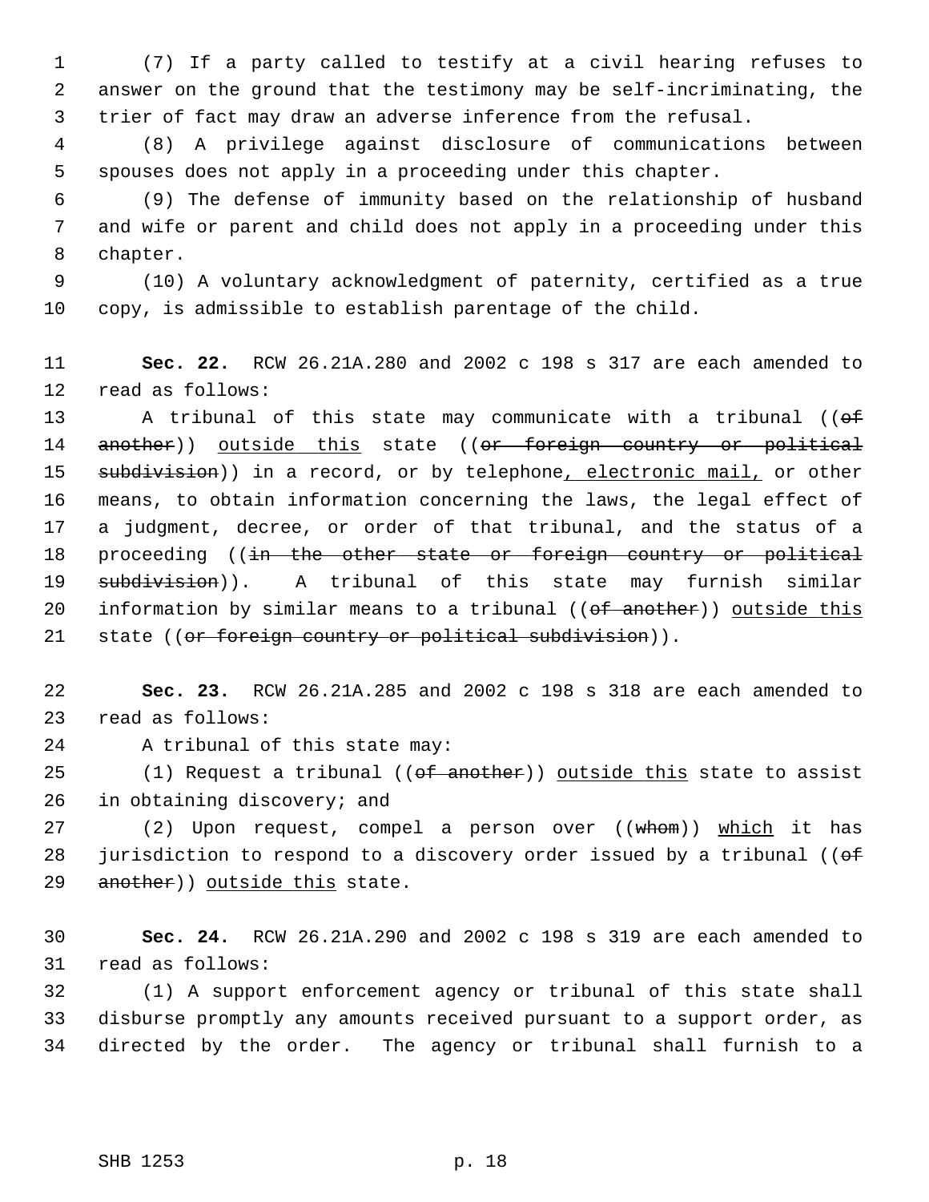(7) If a party called to testify at a civil hearing refuses to answer on the ground that the testimony may be self-incriminating, the trier of fact may draw an adverse inference from the refusal.

(8) A privilege against disclosure of communications between spouses does not apply in a proceeding under this chapter.

(9) The defense of immunity based on the relationship of husband and wife or parent and child does not apply in a proceeding under this chapter.

(10) A voluntary acknowledgment of paternity, certified as a true copy, is admissible to establish parentage of the child.

**Sec. 22.** RCW 26.21A.280 and 2002 c 198 s 317 are each amended to read as follows:

A tribunal of this state may communicate with a tribunal ((~~of another~~)) <u>outside this</u> state ((~~or foreign country or political subdivision~~)) in a record, or by telephone<u>, electronic mail,</u> or other means, to obtain information concerning the laws, the legal effect of a judgment, decree, or order of that tribunal, and the status of a proceeding ((~~in the other state or foreign country or political subdivision~~)). A tribunal of this state may furnish similar information by similar means to a tribunal ((~~of another~~)) <u>outside this</u> state ((~~or foreign country or political subdivision~~)).

**Sec. 23.** RCW 26.21A.285 and 2002 c 198 s 318 are each amended to read as follows:

A tribunal of this state may:

(1) Request a tribunal ((~~of another~~)) <u>outside this</u> state to assist in obtaining discovery; and

(2) Upon request, compel a person over ((~~whom~~)) <u>which</u> it has jurisdiction to respond to a discovery order issued by a tribunal ((~~of another~~)) <u>outside this</u> state.

**Sec. 24.** RCW 26.21A.290 and 2002 c 198 s 319 are each amended to read as follows:

(1) A support enforcement agency or tribunal of this state shall disburse promptly any amounts received pursuant to a support order, as directed by the order. The agency or tribunal shall furnish to a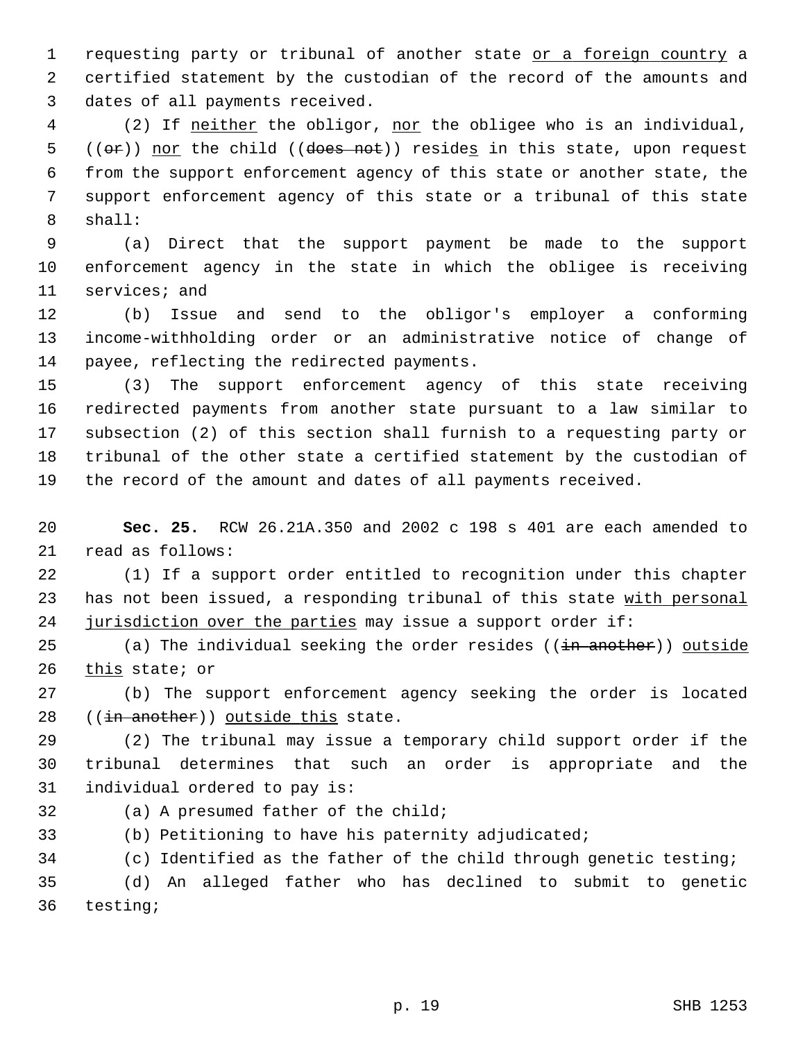requesting party or tribunal of another state <u>or a foreign country</u> a certified statement by the custodian of the record of the amounts and dates of all payments received.

(2) If <u>neither</u> the obligor, <u>nor</u> the obligee who is an individual, ((~~or~~)) <u>nor</u> the child ((~~does not~~)) reside<u>s</u> in this state, upon request from the support enforcement agency of this state or another state, the support enforcement agency of this state or a tribunal of this state shall:

(a) Direct that the support payment be made to the support enforcement agency in the state in which the obligee is receiving services; and

(b) Issue and send to the obligor's employer a conforming income-withholding order or an administrative notice of change of payee, reflecting the redirected payments.

(3) The support enforcement agency of this state receiving redirected payments from another state pursuant to a law similar to subsection (2) of this section shall furnish to a requesting party or tribunal of the other state a certified statement by the custodian of the record of the amount and dates of all payments received.

**Sec. 25.** RCW 26.21A.350 and 2002 c 198 s 401 are each amended to read as follows:

(1) If a support order entitled to recognition under this chapter has not been issued, a responding tribunal of this state <u>with personal jurisdiction over the parties</u> may issue a support order if:

(a) The individual seeking the order resides ((~~in another~~)) <u>outside this</u> state; or

(b) The support enforcement agency seeking the order is located ((~~in another~~)) <u>outside this</u> state.

(2) The tribunal may issue a temporary child support order if the tribunal determines that such an order is appropriate and the individual ordered to pay is:

(a) A presumed father of the child;

(b) Petitioning to have his paternity adjudicated;

(c) Identified as the father of the child through genetic testing;

(d) An alleged father who has declined to submit to genetic testing;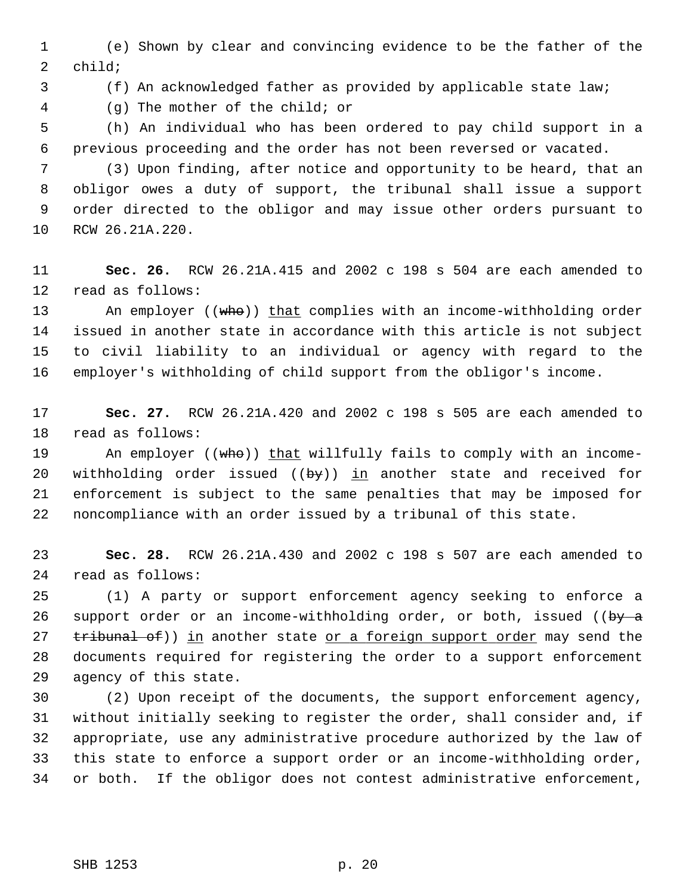(e) Shown by clear and convincing evidence to be the father of the child;

(f) An acknowledged father as provided by applicable state law;

(g) The mother of the child; or

(h) An individual who has been ordered to pay child support in a previous proceeding and the order has not been reversed or vacated.

(3) Upon finding, after notice and opportunity to be heard, that an obligor owes a duty of support, the tribunal shall issue a support order directed to the obligor and may issue other orders pursuant to RCW 26.21A.220.

**Sec. 26.** RCW 26.21A.415 and 2002 c 198 s 504 are each amended to read as follows:

An employer ((~~who~~)) <u>that</u> complies with an income-withholding order issued in another state in accordance with this article is not subject to civil liability to an individual or agency with regard to the employer's withholding of child support from the obligor's income.

**Sec. 27.** RCW 26.21A.420 and 2002 c 198 s 505 are each amended to read as follows:

An employer ((~~who~~)) <u>that</u> willfully fails to comply with an income-withholding order issued ((~~by~~)) <u>in</u> another state and received for enforcement is subject to the same penalties that may be imposed for noncompliance with an order issued by a tribunal of this state.

**Sec. 28.** RCW 26.21A.430 and 2002 c 198 s 507 are each amended to read as follows:

(1) A party or support enforcement agency seeking to enforce a support order or an income-withholding order, or both, issued ((~~by a tribunal of~~)) <u>in</u> another state <u>or a foreign support order</u> may send the documents required for registering the order to a support enforcement agency of this state.

(2) Upon receipt of the documents, the support enforcement agency, without initially seeking to register the order, shall consider and, if appropriate, use any administrative procedure authorized by the law of this state to enforce a support order or an income-withholding order, or both. If the obligor does not contest administrative enforcement,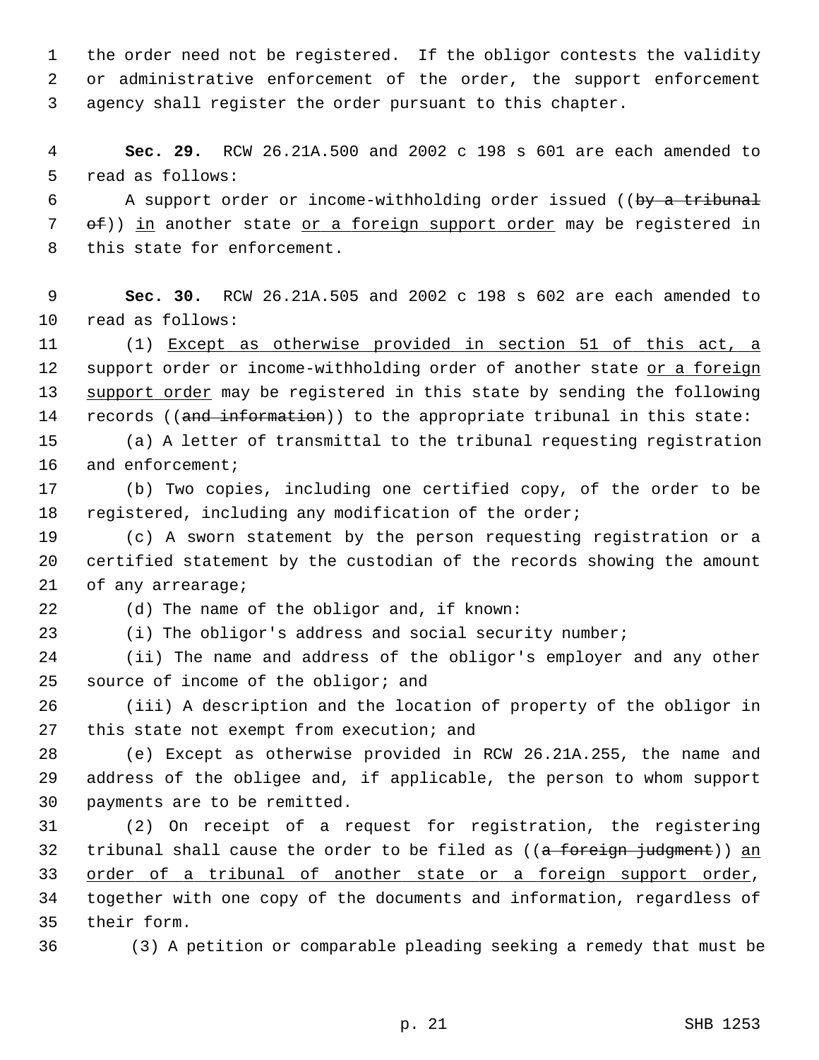the order need not be registered. If the obligor contests the validity or administrative enforcement of the order, the support enforcement agency shall register the order pursuant to this chapter.

**Sec. 29.** RCW 26.21A.500 and 2002 c 198 s 601 are each amended to read as follows:

A support order or income-withholding order issued ((~~by a tribunal of~~)) <u>in</u> another state <u>or a foreign support order</u> may be registered in this state for enforcement.

**Sec. 30.** RCW 26.21A.505 and 2002 c 198 s 602 are each amended to read as follows:

(1) <u>Except as otherwise provided in section 51 of this act, a</u> support order or income-withholding order of another state <u>or a foreign support order</u> may be registered in this state by sending the following records ((~~and information~~)) to the appropriate tribunal in this state:

(a) A letter of transmittal to the tribunal requesting registration and enforcement;

(b) Two copies, including one certified copy, of the order to be registered, including any modification of the order;

(c) A sworn statement by the person requesting registration or a certified statement by the custodian of the records showing the amount of any arrearage;

(d) The name of the obligor and, if known:

(i) The obligor's address and social security number;

(ii) The name and address of the obligor's employer and any other source of income of the obligor; and

(iii) A description and the location of property of the obligor in this state not exempt from execution; and

(e) Except as otherwise provided in RCW 26.21A.255, the name and address of the obligee and, if applicable, the person to whom support payments are to be remitted.

(2) On receipt of a request for registration, the registering tribunal shall cause the order to be filed as ((~~a foreign judgment~~)) <u>an order of a tribunal of another state or a foreign support order</u>, together with one copy of the documents and information, regardless of their form.

(3) A petition or comparable pleading seeking a remedy that must be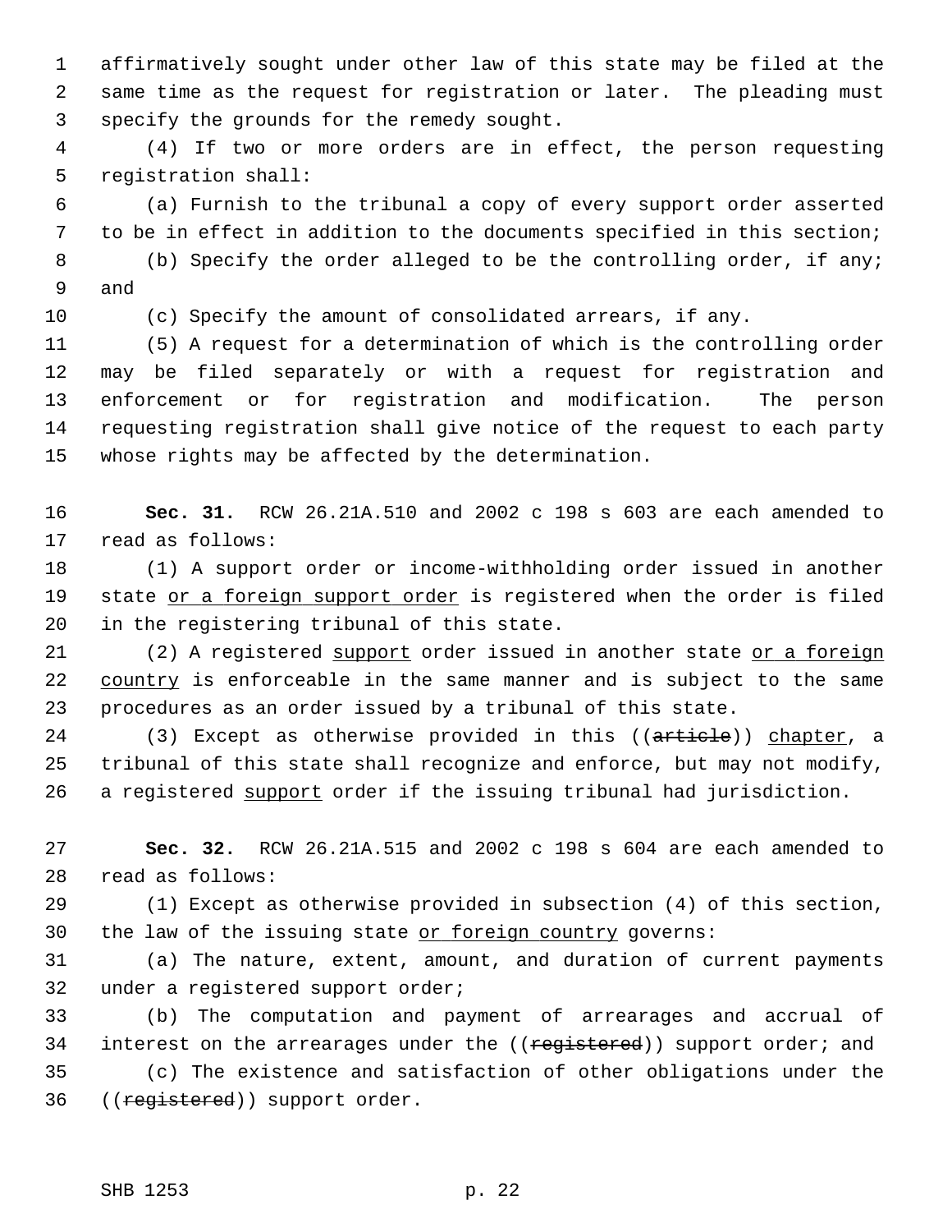affirmatively sought under other law of this state may be filed at the same time as the request for registration or later. The pleading must specify the grounds for the remedy sought.

(4) If two or more orders are in effect, the person requesting registration shall:

(a) Furnish to the tribunal a copy of every support order asserted to be in effect in addition to the documents specified in this section;

(b) Specify the order alleged to be the controlling order, if any; and

(c) Specify the amount of consolidated arrears, if any.

(5) A request for a determination of which is the controlling order may be filed separately or with a request for registration and enforcement or for registration and modification. The person requesting registration shall give notice of the request to each party whose rights may be affected by the determination.

**Sec. 31.** RCW 26.21A.510 and 2002 c 198 s 603 are each amended to read as follows:

(1) A support order or income-withholding order issued in another state <u>or a foreign support order</u> is registered when the order is filed in the registering tribunal of this state.

(2) A registered <u>support</u> order issued in another state <u>or a foreign country</u> is enforceable in the same manner and is subject to the same procedures as an order issued by a tribunal of this state.

(3) Except as otherwise provided in this ((~~article~~)) <u>chapter</u>, a tribunal of this state shall recognize and enforce, but may not modify, a registered <u>support</u> order if the issuing tribunal had jurisdiction.

**Sec. 32.** RCW 26.21A.515 and 2002 c 198 s 604 are each amended to read as follows:

(1) Except as otherwise provided in subsection (4) of this section, the law of the issuing state <u>or foreign country</u> governs:

(a) The nature, extent, amount, and duration of current payments under a registered support order;

(b) The computation and payment of arrearages and accrual of interest on the arrearages under the ((~~registered~~)) support order; and

(c) The existence and satisfaction of other obligations under the ((~~registered~~)) support order.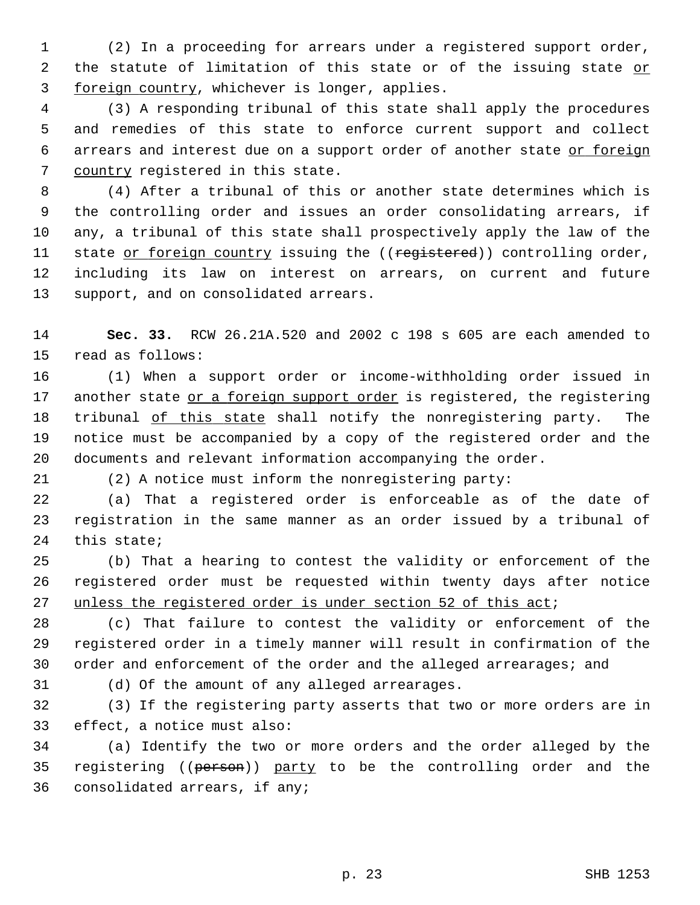(2) In a proceeding for arrears under a registered support order, the statute of limitation of this state or of the issuing state <u>or foreign country</u>, whichever is longer, applies.

(3) A responding tribunal of this state shall apply the procedures and remedies of this state to enforce current support and collect arrears and interest due on a support order of another state <u>or foreign country</u> registered in this state.

(4) After a tribunal of this or another state determines which is the controlling order and issues an order consolidating arrears, if any, a tribunal of this state shall prospectively apply the law of the state <u>or foreign country</u> issuing the ((~~registered~~)) controlling order, including its law on interest on arrears, on current and future support, and on consolidated arrears.

**Sec. 33.** RCW 26.21A.520 and 2002 c 198 s 605 are each amended to read as follows:

(1) When a support order or income-withholding order issued in another state <u>or a foreign support order</u> is registered, the registering tribunal <u>of this state</u> shall notify the nonregistering party. The notice must be accompanied by a copy of the registered order and the documents and relevant information accompanying the order.

(2) A notice must inform the nonregistering party:

(a) That a registered order is enforceable as of the date of registration in the same manner as an order issued by a tribunal of this state;

(b) That a hearing to contest the validity or enforcement of the registered order must be requested within twenty days after notice <u>unless the registered order is under section 52 of this act</u>;

(c) That failure to contest the validity or enforcement of the registered order in a timely manner will result in confirmation of the order and enforcement of the order and the alleged arrearages; and

(d) Of the amount of any alleged arrearages.

(3) If the registering party asserts that two or more orders are in effect, a notice must also:

(a) Identify the two or more orders and the order alleged by the registering ((~~person~~)) <u>party</u> to be the controlling order and the consolidated arrears, if any;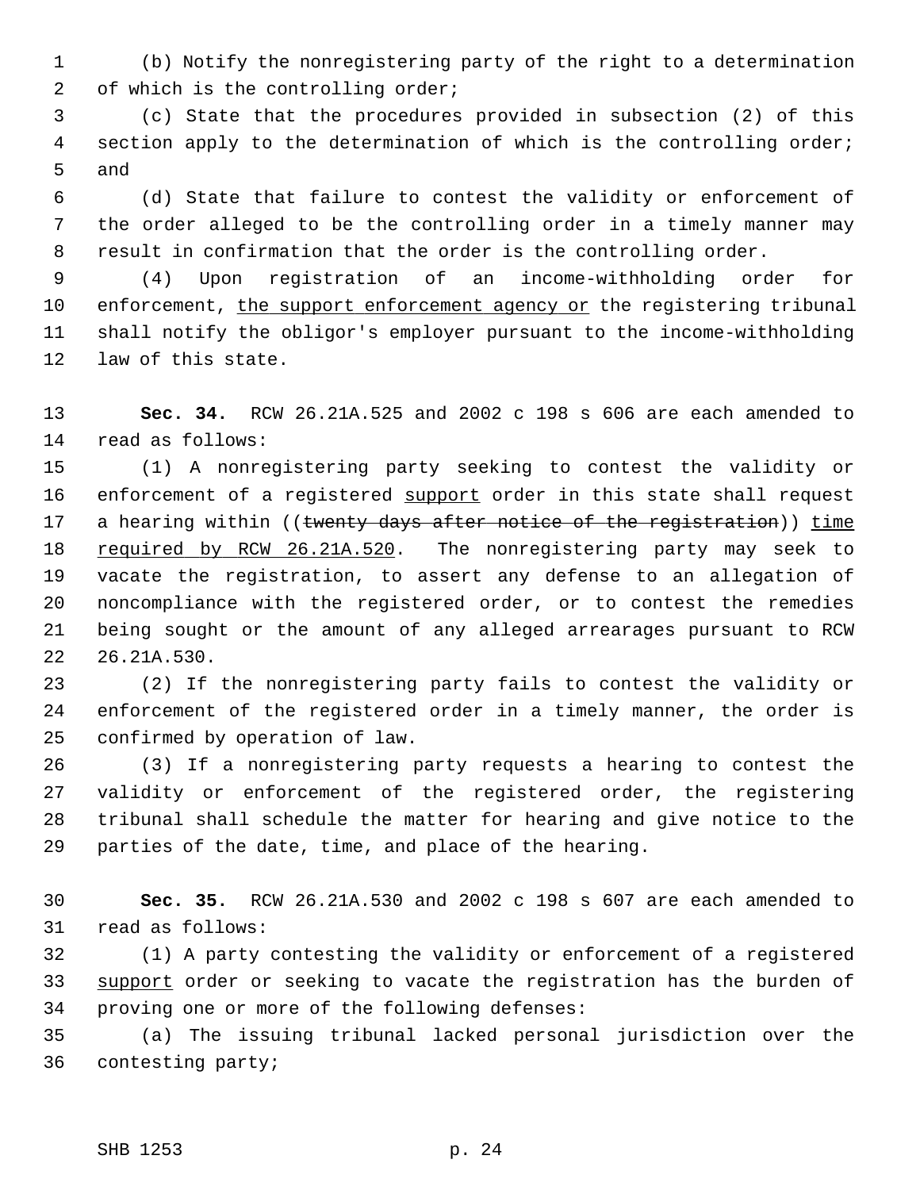(b) Notify the nonregistering party of the right to a determination of which is the controlling order;

(c) State that the procedures provided in subsection (2) of this section apply to the determination of which is the controlling order; and

(d) State that failure to contest the validity or enforcement of the order alleged to be the controlling order in a timely manner may result in confirmation that the order is the controlling order.

(4) Upon registration of an income-withholding order for enforcement, <u>the support enforcement agency or</u> the registering tribunal shall notify the obligor's employer pursuant to the income-withholding law of this state.

**Sec. 34.** RCW 26.21A.525 and 2002 c 198 s 606 are each amended to read as follows:

(1) A nonregistering party seeking to contest the validity or enforcement of a registered <u>support</u> order in this state shall request a hearing within ((~~twenty days after notice of the registration~~)) <u>time required by RCW 26.21A.520</u>. The nonregistering party may seek to vacate the registration, to assert any defense to an allegation of noncompliance with the registered order, or to contest the remedies being sought or the amount of any alleged arrearages pursuant to RCW 26.21A.530.

(2) If the nonregistering party fails to contest the validity or enforcement of the registered order in a timely manner, the order is confirmed by operation of law.

(3) If a nonregistering party requests a hearing to contest the validity or enforcement of the registered order, the registering tribunal shall schedule the matter for hearing and give notice to the parties of the date, time, and place of the hearing.

**Sec. 35.** RCW 26.21A.530 and 2002 c 198 s 607 are each amended to read as follows:

(1) A party contesting the validity or enforcement of a registered <u>support</u> order or seeking to vacate the registration has the burden of proving one or more of the following defenses:

(a) The issuing tribunal lacked personal jurisdiction over the contesting party;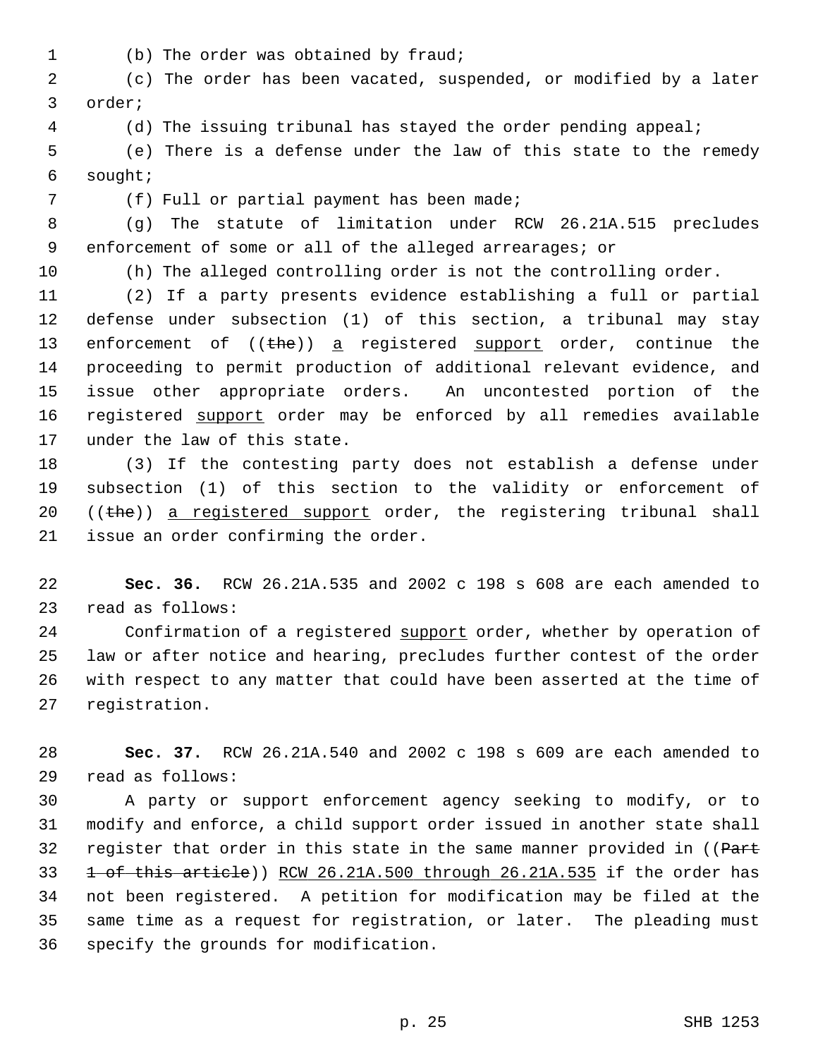(b) The order was obtained by fraud;

(c) The order has been vacated, suspended, or modified by a later order;

(d) The issuing tribunal has stayed the order pending appeal;

(e) There is a defense under the law of this state to the remedy sought;

(f) Full or partial payment has been made;

(g) The statute of limitation under RCW 26.21A.515 precludes enforcement of some or all of the alleged arrearages; or

(h) The alleged controlling order is not the controlling order.

(2) If a party presents evidence establishing a full or partial defense under subsection (1) of this section, a tribunal may stay enforcement of ((~~the~~)) <u>a</u> registered <u>support</u> order, continue the proceeding to permit production of additional relevant evidence, and issue other appropriate orders. An uncontested portion of the registered <u>support</u> order may be enforced by all remedies available under the law of this state.

(3) If the contesting party does not establish a defense under subsection (1) of this section to the validity or enforcement of ((~~the~~)) <u>a registered support</u> order, the registering tribunal shall issue an order confirming the order.

**Sec. 36.** RCW 26.21A.535 and 2002 c 198 s 608 are each amended to read as follows:

Confirmation of a registered <u>support</u> order, whether by operation of law or after notice and hearing, precludes further contest of the order with respect to any matter that could have been asserted at the time of registration.

**Sec. 37.** RCW 26.21A.540 and 2002 c 198 s 609 are each amended to read as follows:

A party or support enforcement agency seeking to modify, or to modify and enforce, a child support order issued in another state shall register that order in this state in the same manner provided in ((~~Part 1 of this article~~)) <u>RCW 26.21A.500 through 26.21A.535</u> if the order has not been registered. A petition for modification may be filed at the same time as a request for registration, or later. The pleading must specify the grounds for modification.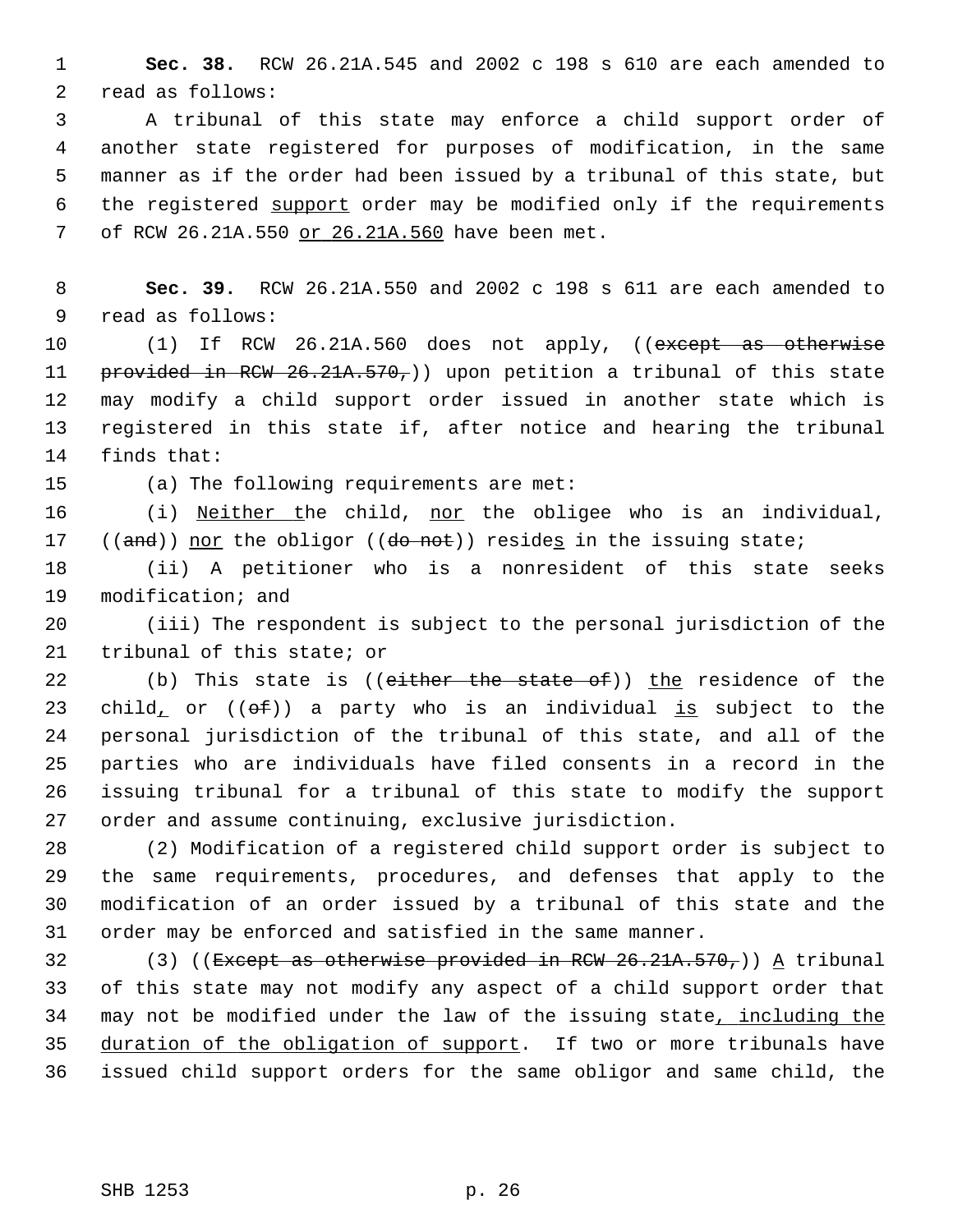**Sec. 38.** RCW 26.21A.545 and 2002 c 198 s 610 are each amended to read as follows:

A tribunal of this state may enforce a child support order of another state registered for purposes of modification, in the same manner as if the order had been issued by a tribunal of this state, but the registered support order may be modified only if the requirements of RCW 26.21A.550 or 26.21A.560 have been met.

**Sec. 39.** RCW 26.21A.550 and 2002 c 198 s 611 are each amended to read as follows:

(1) If RCW 26.21A.560 does not apply, ((~~except as otherwise provided in RCW 26.21A.570,~~)) upon petition a tribunal of this state may modify a child support order issued in another state which is registered in this state if, after notice and hearing the tribunal finds that:

(a) The following requirements are met:

(i) Neither the child, nor the obligee who is an individual, ((~~and~~)) nor the obligor ((~~do not~~)) resides in the issuing state;

(ii) A petitioner who is a nonresident of this state seeks modification; and

(iii) The respondent is subject to the personal jurisdiction of the tribunal of this state; or

(b) This state is ((~~either the state of~~)) the residence of the child, or ((~~of~~)) a party who is an individual is subject to the personal jurisdiction of the tribunal of this state, and all of the parties who are individuals have filed consents in a record in the issuing tribunal for a tribunal of this state to modify the support order and assume continuing, exclusive jurisdiction.

(2) Modification of a registered child support order is subject to the same requirements, procedures, and defenses that apply to the modification of an order issued by a tribunal of this state and the order may be enforced and satisfied in the same manner.

(3) ((~~Except as otherwise provided in RCW 26.21A.570,~~)) A tribunal of this state may not modify any aspect of a child support order that may not be modified under the law of the issuing state, including the duration of the obligation of support. If two or more tribunals have issued child support orders for the same obligor and same child, the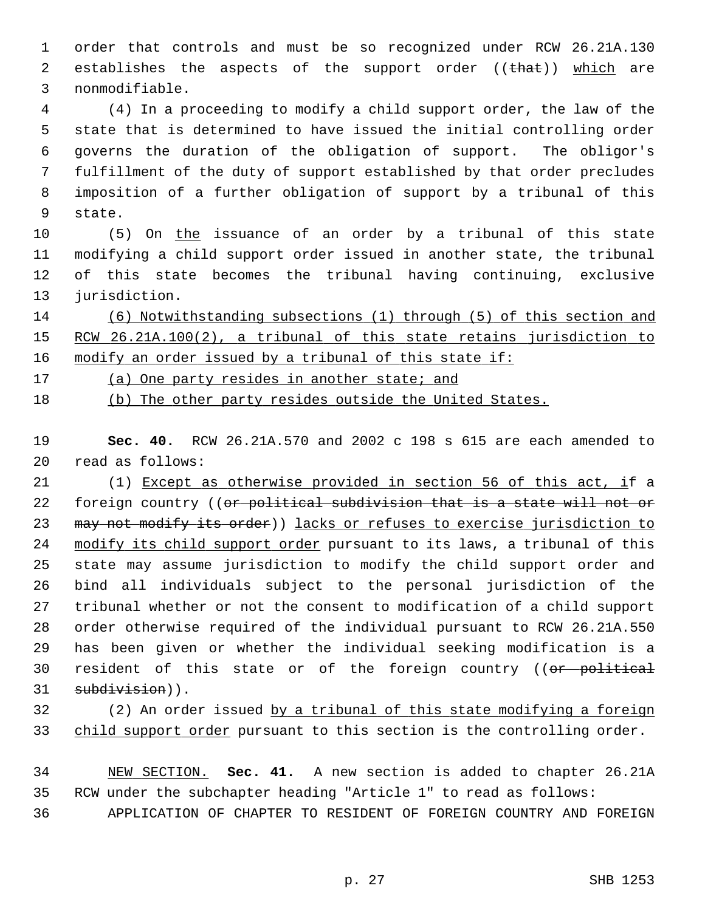order that controls and must be so recognized under RCW 26.21A.130 establishes the aspects of the support order ((~~that~~)) <u>which</u> are nonmodifiable.

(4) In a proceeding to modify a child support order, the law of the state that is determined to have issued the initial controlling order governs the duration of the obligation of support. The obligor's fulfillment of the duty of support established by that order precludes imposition of a further obligation of support by a tribunal of this state.

(5) On <u>the</u> issuance of an order by a tribunal of this state modifying a child support order issued in another state, the tribunal of this state becomes the tribunal having continuing, exclusive jurisdiction.

<u>(6) Notwithstanding subsections (1) through (5) of this section and RCW 26.21A.100(2), a tribunal of this state retains jurisdiction to modify an order issued by a tribunal of this state if:</u>

<u>(a) One party resides in another state; and</u>

<u>(b) The other party resides outside the United States.</u>

**Sec. 40.** RCW 26.21A.570 and 2002 c 198 s 615 are each amended to read as follows:

(1) <u>Except as otherwise provided in section 56 of this act, i</u>f a foreign country ((~~or political subdivision that is a state will not or may not modify its order~~)) <u>lacks or refuses to exercise jurisdiction to modify its child support order</u> pursuant to its laws, a tribunal of this state may assume jurisdiction to modify the child support order and bind all individuals subject to the personal jurisdiction of the tribunal whether or not the consent to modification of a child support order otherwise required of the individual pursuant to RCW 26.21A.550 has been given or whether the individual seeking modification is a resident of this state or of the foreign country ((~~or political subdivision~~)).

(2) An order issued <u>by a tribunal of this state modifying a foreign child support order</u> pursuant to this section is the controlling order.

<u>NEW SECTION.</u> **Sec. 41.** A new section is added to chapter 26.21A RCW under the subchapter heading "Article 1" to read as follows:

APPLICATION OF CHAPTER TO RESIDENT OF FOREIGN COUNTRY AND FOREIGN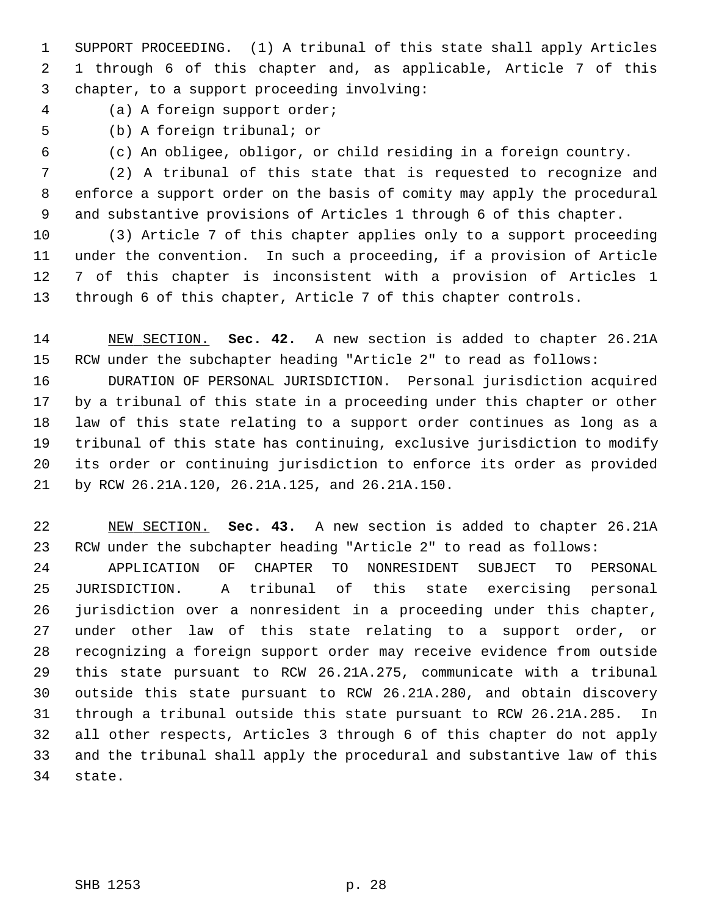SUPPORT PROCEEDING. (1) A tribunal of this state shall apply Articles 1 through 6 of this chapter and, as applicable, Article 7 of this chapter, to a support proceeding involving:

(a) A foreign support order;

(b) A foreign tribunal; or

(c) An obligee, obligor, or child residing in a foreign country.

(2) A tribunal of this state that is requested to recognize and enforce a support order on the basis of comity may apply the procedural and substantive provisions of Articles 1 through 6 of this chapter.

(3) Article 7 of this chapter applies only to a support proceeding under the convention. In such a proceeding, if a provision of Article 7 of this chapter is inconsistent with a provision of Articles 1 through 6 of this chapter, Article 7 of this chapter controls.

NEW SECTION. **Sec. 42.** A new section is added to chapter 26.21A RCW under the subchapter heading "Article 2" to read as follows:

DURATION OF PERSONAL JURISDICTION. Personal jurisdiction acquired by a tribunal of this state in a proceeding under this chapter or other law of this state relating to a support order continues as long as a tribunal of this state has continuing, exclusive jurisdiction to modify its order or continuing jurisdiction to enforce its order as provided by RCW 26.21A.120, 26.21A.125, and 26.21A.150.

NEW SECTION. **Sec. 43.** A new section is added to chapter 26.21A RCW under the subchapter heading "Article 2" to read as follows:

APPLICATION OF CHAPTER TO NONRESIDENT SUBJECT TO PERSONAL JURISDICTION. A tribunal of this state exercising personal jurisdiction over a nonresident in a proceeding under this chapter, under other law of this state relating to a support order, or recognizing a foreign support order may receive evidence from outside this state pursuant to RCW 26.21A.275, communicate with a tribunal outside this state pursuant to RCW 26.21A.280, and obtain discovery through a tribunal outside this state pursuant to RCW 26.21A.285. In all other respects, Articles 3 through 6 of this chapter do not apply and the tribunal shall apply the procedural and substantive law of this state.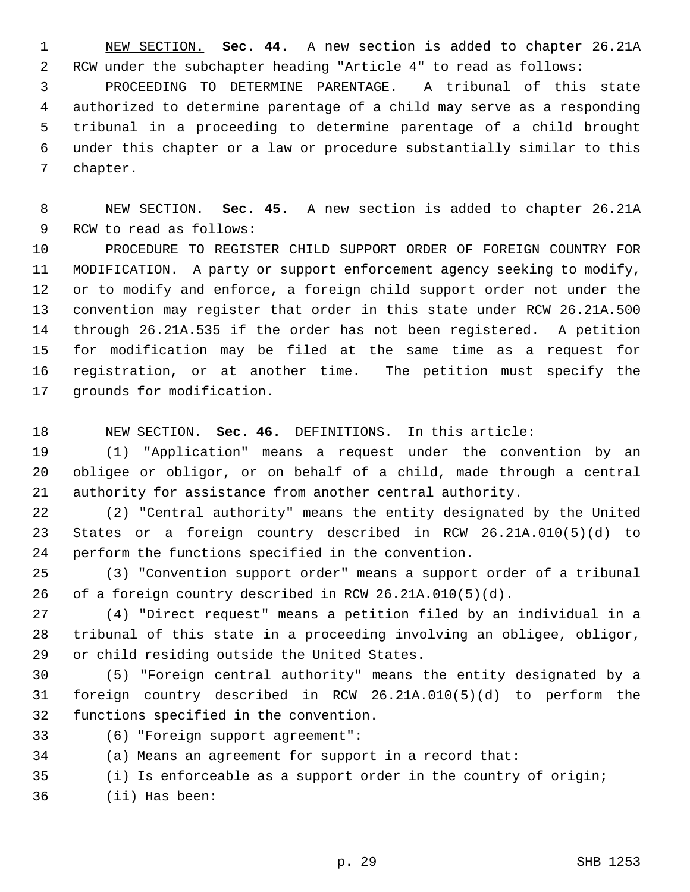NEW SECTION. **Sec. 44.** A new section is added to chapter 26.21A RCW under the subchapter heading "Article 4" to read as follows:

PROCEEDING TO DETERMINE PARENTAGE. A tribunal of this state authorized to determine parentage of a child may serve as a responding tribunal in a proceeding to determine parentage of a child brought under this chapter or a law or procedure substantially similar to this chapter.

NEW SECTION. **Sec. 45.** A new section is added to chapter 26.21A RCW to read as follows:

PROCEDURE TO REGISTER CHILD SUPPORT ORDER OF FOREIGN COUNTRY FOR MODIFICATION. A party or support enforcement agency seeking to modify, or to modify and enforce, a foreign child support order not under the convention may register that order in this state under RCW 26.21A.500 through 26.21A.535 if the order has not been registered. A petition for modification may be filed at the same time as a request for registration, or at another time. The petition must specify the grounds for modification.

NEW SECTION. **Sec. 46.** DEFINITIONS. In this article:

(1) "Application" means a request under the convention by an obligee or obligor, or on behalf of a child, made through a central authority for assistance from another central authority.

(2) "Central authority" means the entity designated by the United States or a foreign country described in RCW 26.21A.010(5)(d) to perform the functions specified in the convention.

(3) "Convention support order" means a support order of a tribunal of a foreign country described in RCW 26.21A.010(5)(d).

(4) "Direct request" means a petition filed by an individual in a tribunal of this state in a proceeding involving an obligee, obligor, or child residing outside the United States.

(5) "Foreign central authority" means the entity designated by a foreign country described in RCW 26.21A.010(5)(d) to perform the functions specified in the convention.

(6) "Foreign support agreement":

(a) Means an agreement for support in a record that:

(i) Is enforceable as a support order in the country of origin;

(ii) Has been: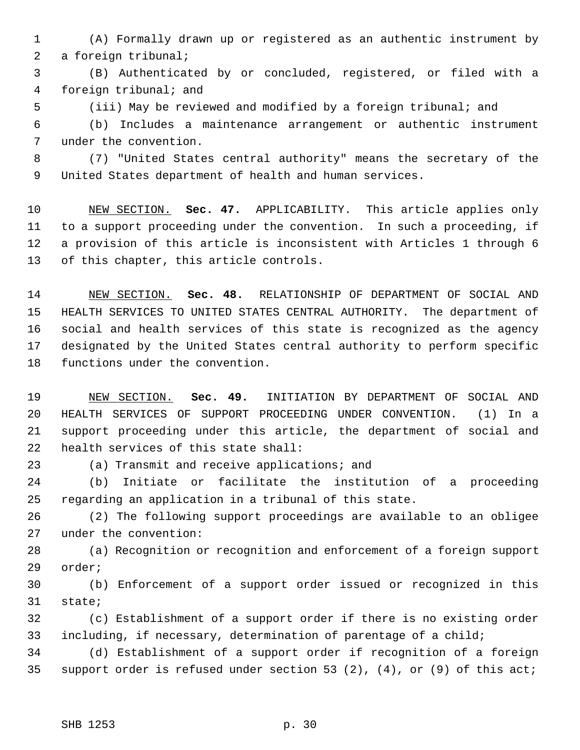(A) Formally drawn up or registered as an authentic instrument by a foreign tribunal;

(B) Authenticated by or concluded, registered, or filed with a foreign tribunal; and

(iii) May be reviewed and modified by a foreign tribunal; and

(b) Includes a maintenance arrangement or authentic instrument under the convention.

(7) "United States central authority" means the secretary of the United States department of health and human services.

NEW SECTION. **Sec. 47.** APPLICABILITY. This article applies only to a support proceeding under the convention. In such a proceeding, if a provision of this article is inconsistent with Articles 1 through 6 of this chapter, this article controls.

NEW SECTION. **Sec. 48.** RELATIONSHIP OF DEPARTMENT OF SOCIAL AND HEALTH SERVICES TO UNITED STATES CENTRAL AUTHORITY. The department of social and health services of this state is recognized as the agency designated by the United States central authority to perform specific functions under the convention.

NEW SECTION. **Sec. 49.** INITIATION BY DEPARTMENT OF SOCIAL AND HEALTH SERVICES OF SUPPORT PROCEEDING UNDER CONVENTION. (1) In a support proceeding under this article, the department of social and health services of this state shall:

(a) Transmit and receive applications; and

(b) Initiate or facilitate the institution of a proceeding regarding an application in a tribunal of this state.

(2) The following support proceedings are available to an obligee under the convention:

(a) Recognition or recognition and enforcement of a foreign support order;

(b) Enforcement of a support order issued or recognized in this state;

(c) Establishment of a support order if there is no existing order including, if necessary, determination of parentage of a child;

(d) Establishment of a support order if recognition of a foreign support order is refused under section 53 (2), (4), or (9) of this act;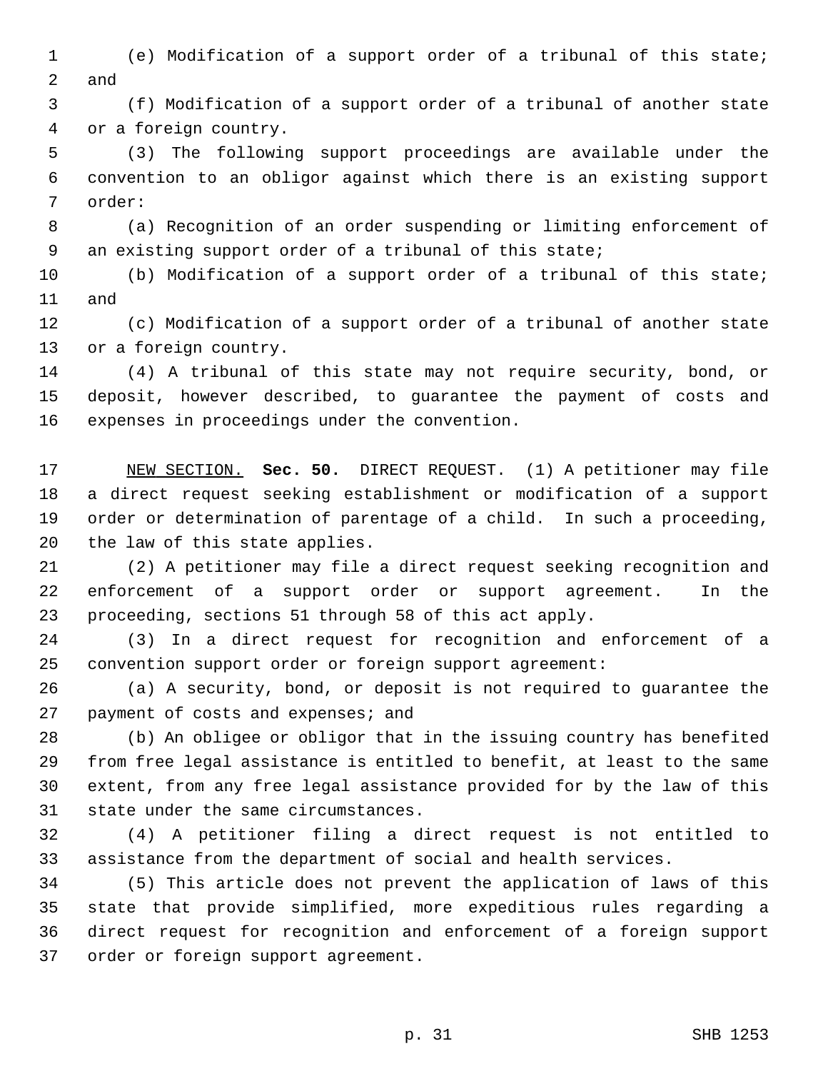(e) Modification of a support order of a tribunal of this state; and

(f) Modification of a support order of a tribunal of another state or a foreign country.

(3) The following support proceedings are available under the convention to an obligor against which there is an existing support order:

(a) Recognition of an order suspending or limiting enforcement of an existing support order of a tribunal of this state;

(b) Modification of a support order of a tribunal of this state; and

(c) Modification of a support order of a tribunal of another state or a foreign country.

(4) A tribunal of this state may not require security, bond, or deposit, however described, to guarantee the payment of costs and expenses in proceedings under the convention.

NEW SECTION. **Sec. 50.** DIRECT REQUEST. (1) A petitioner may file a direct request seeking establishment or modification of a support order or determination of parentage of a child. In such a proceeding, the law of this state applies.

(2) A petitioner may file a direct request seeking recognition and enforcement of a support order or support agreement. In the proceeding, sections 51 through 58 of this act apply.

(3) In a direct request for recognition and enforcement of a convention support order or foreign support agreement:

(a) A security, bond, or deposit is not required to guarantee the payment of costs and expenses; and

(b) An obligee or obligor that in the issuing country has benefited from free legal assistance is entitled to benefit, at least to the same extent, from any free legal assistance provided for by the law of this state under the same circumstances.

(4) A petitioner filing a direct request is not entitled to assistance from the department of social and health services.

(5) This article does not prevent the application of laws of this state that provide simplified, more expeditious rules regarding a direct request for recognition and enforcement of a foreign support order or foreign support agreement.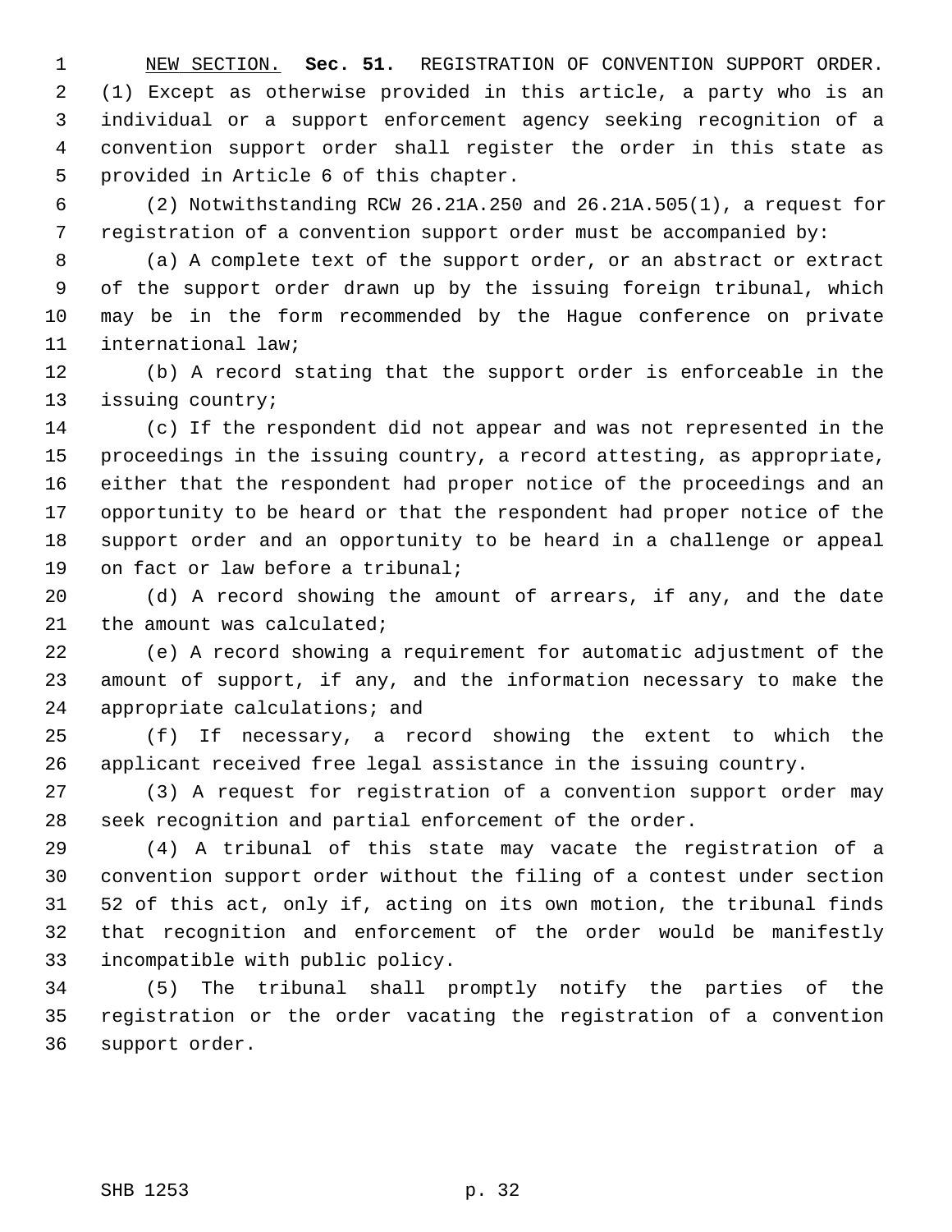NEW SECTION. **Sec. 51.** REGISTRATION OF CONVENTION SUPPORT ORDER. (1) Except as otherwise provided in this article, a party who is an individual or a support enforcement agency seeking recognition of a convention support order shall register the order in this state as provided in Article 6 of this chapter.

(2) Notwithstanding RCW 26.21A.250 and 26.21A.505(1), a request for registration of a convention support order must be accompanied by:

(a) A complete text of the support order, or an abstract or extract of the support order drawn up by the issuing foreign tribunal, which may be in the form recommended by the Hague conference on private international law;

(b) A record stating that the support order is enforceable in the issuing country;

(c) If the respondent did not appear and was not represented in the proceedings in the issuing country, a record attesting, as appropriate, either that the respondent had proper notice of the proceedings and an opportunity to be heard or that the respondent had proper notice of the support order and an opportunity to be heard in a challenge or appeal on fact or law before a tribunal;

(d) A record showing the amount of arrears, if any, and the date the amount was calculated;

(e) A record showing a requirement for automatic adjustment of the amount of support, if any, and the information necessary to make the appropriate calculations; and

(f) If necessary, a record showing the extent to which the applicant received free legal assistance in the issuing country.

(3) A request for registration of a convention support order may seek recognition and partial enforcement of the order.

(4) A tribunal of this state may vacate the registration of a convention support order without the filing of a contest under section 52 of this act, only if, acting on its own motion, the tribunal finds that recognition and enforcement of the order would be manifestly incompatible with public policy.

(5) The tribunal shall promptly notify the parties of the registration or the order vacating the registration of a convention support order.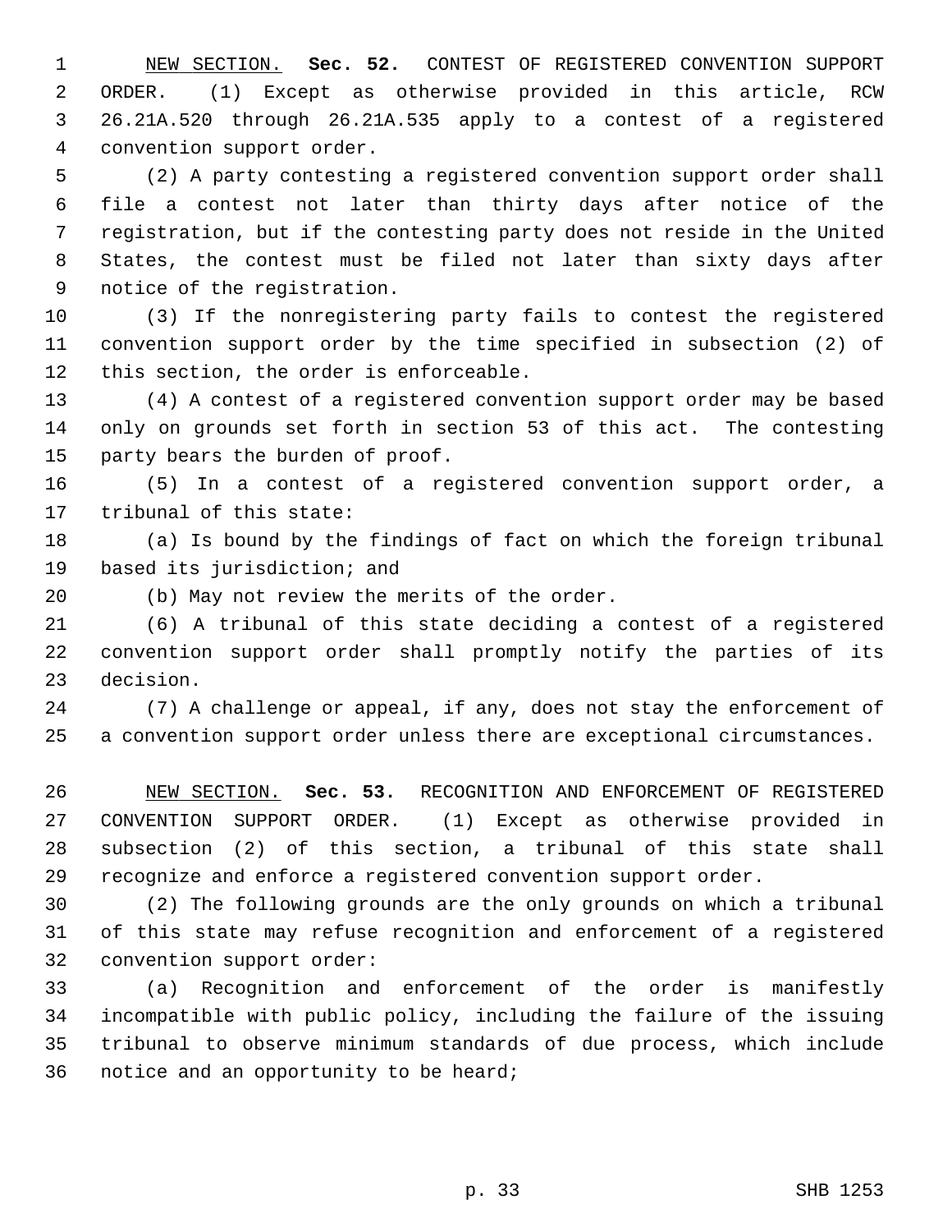NEW SECTION. **Sec. 52.** CONTEST OF REGISTERED CONVENTION SUPPORT ORDER. (1) Except as otherwise provided in this article, RCW 26.21A.520 through 26.21A.535 apply to a contest of a registered convention support order.

(2) A party contesting a registered convention support order shall file a contest not later than thirty days after notice of the registration, but if the contesting party does not reside in the United States, the contest must be filed not later than sixty days after notice of the registration.

(3) If the nonregistering party fails to contest the registered convention support order by the time specified in subsection (2) of this section, the order is enforceable.

(4) A contest of a registered convention support order may be based only on grounds set forth in section 53 of this act. The contesting party bears the burden of proof.

(5) In a contest of a registered convention support order, a tribunal of this state:

(a) Is bound by the findings of fact on which the foreign tribunal based its jurisdiction; and

(b) May not review the merits of the order.

(6) A tribunal of this state deciding a contest of a registered convention support order shall promptly notify the parties of its decision.

(7) A challenge or appeal, if any, does not stay the enforcement of a convention support order unless there are exceptional circumstances.

NEW SECTION. **Sec. 53.** RECOGNITION AND ENFORCEMENT OF REGISTERED CONVENTION SUPPORT ORDER. (1) Except as otherwise provided in subsection (2) of this section, a tribunal of this state shall recognize and enforce a registered convention support order.

(2) The following grounds are the only grounds on which a tribunal of this state may refuse recognition and enforcement of a registered convention support order:

(a) Recognition and enforcement of the order is manifestly incompatible with public policy, including the failure of the issuing tribunal to observe minimum standards of due process, which include notice and an opportunity to be heard;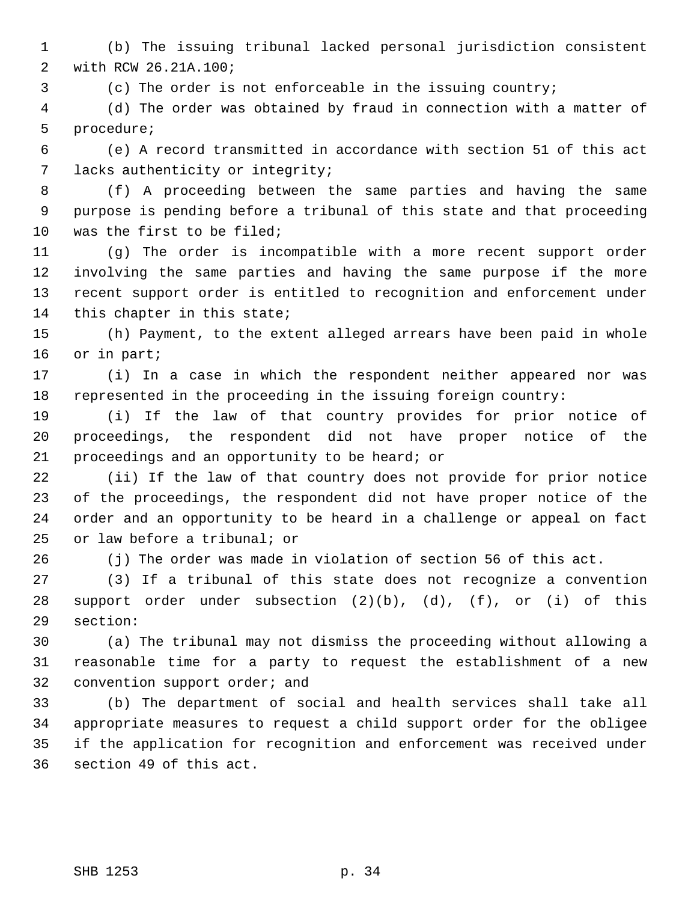(b) The issuing tribunal lacked personal jurisdiction consistent with RCW 26.21A.100;

(c) The order is not enforceable in the issuing country;

(d) The order was obtained by fraud in connection with a matter of procedure;

(e) A record transmitted in accordance with section 51 of this act lacks authenticity or integrity;

(f) A proceeding between the same parties and having the same purpose is pending before a tribunal of this state and that proceeding was the first to be filed;

(g) The order is incompatible with a more recent support order involving the same parties and having the same purpose if the more recent support order is entitled to recognition and enforcement under this chapter in this state;

(h) Payment, to the extent alleged arrears have been paid in whole or in part;

(i) In a case in which the respondent neither appeared nor was represented in the proceeding in the issuing foreign country:

(i) If the law of that country provides for prior notice of proceedings, the respondent did not have proper notice of the proceedings and an opportunity to be heard; or

(ii) If the law of that country does not provide for prior notice of the proceedings, the respondent did not have proper notice of the order and an opportunity to be heard in a challenge or appeal on fact or law before a tribunal; or

(j) The order was made in violation of section 56 of this act.

(3) If a tribunal of this state does not recognize a convention support order under subsection (2)(b), (d), (f), or (i) of this section:

(a) The tribunal may not dismiss the proceeding without allowing a reasonable time for a party to request the establishment of a new convention support order; and

(b) The department of social and health services shall take all appropriate measures to request a child support order for the obligee if the application for recognition and enforcement was received under section 49 of this act.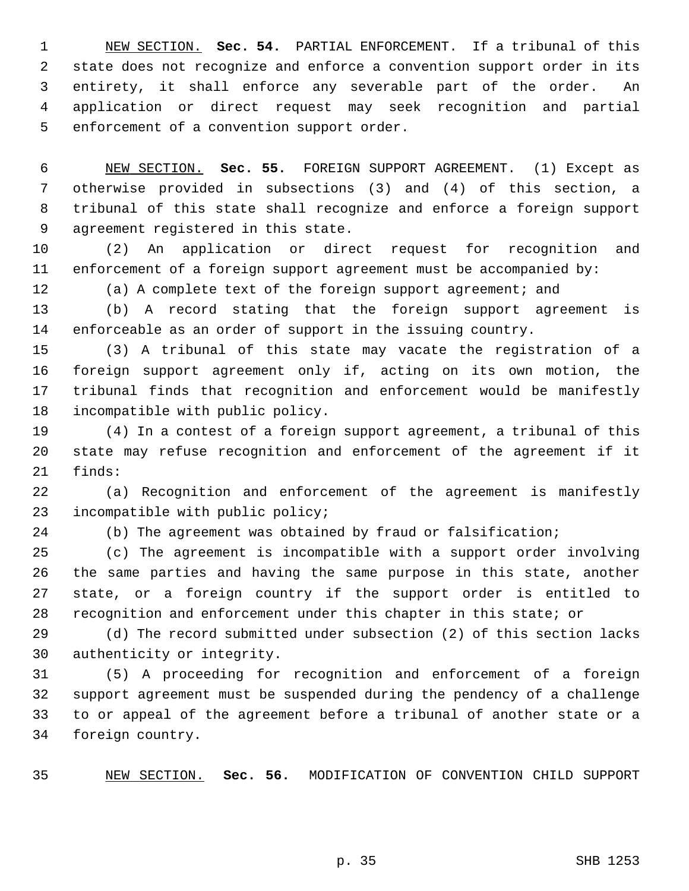NEW SECTION. **Sec. 54.** PARTIAL ENFORCEMENT. If a tribunal of this state does not recognize and enforce a convention support order in its entirety, it shall enforce any severable part of the order. An application or direct request may seek recognition and partial enforcement of a convention support order.

NEW SECTION. **Sec. 55.** FOREIGN SUPPORT AGREEMENT. (1) Except as otherwise provided in subsections (3) and (4) of this section, a tribunal of this state shall recognize and enforce a foreign support agreement registered in this state.

(2) An application or direct request for recognition and enforcement of a foreign support agreement must be accompanied by:

(a) A complete text of the foreign support agreement; and

(b) A record stating that the foreign support agreement is enforceable as an order of support in the issuing country.

(3) A tribunal of this state may vacate the registration of a foreign support agreement only if, acting on its own motion, the tribunal finds that recognition and enforcement would be manifestly incompatible with public policy.

(4) In a contest of a foreign support agreement, a tribunal of this state may refuse recognition and enforcement of the agreement if it finds:

(a) Recognition and enforcement of the agreement is manifestly incompatible with public policy;

(b) The agreement was obtained by fraud or falsification;

(c) The agreement is incompatible with a support order involving the same parties and having the same purpose in this state, another state, or a foreign country if the support order is entitled to recognition and enforcement under this chapter in this state; or

(d) The record submitted under subsection (2) of this section lacks authenticity or integrity.

(5) A proceeding for recognition and enforcement of a foreign support agreement must be suspended during the pendency of a challenge to or appeal of the agreement before a tribunal of another state or a foreign country.

NEW SECTION. **Sec. 56.** MODIFICATION OF CONVENTION CHILD SUPPORT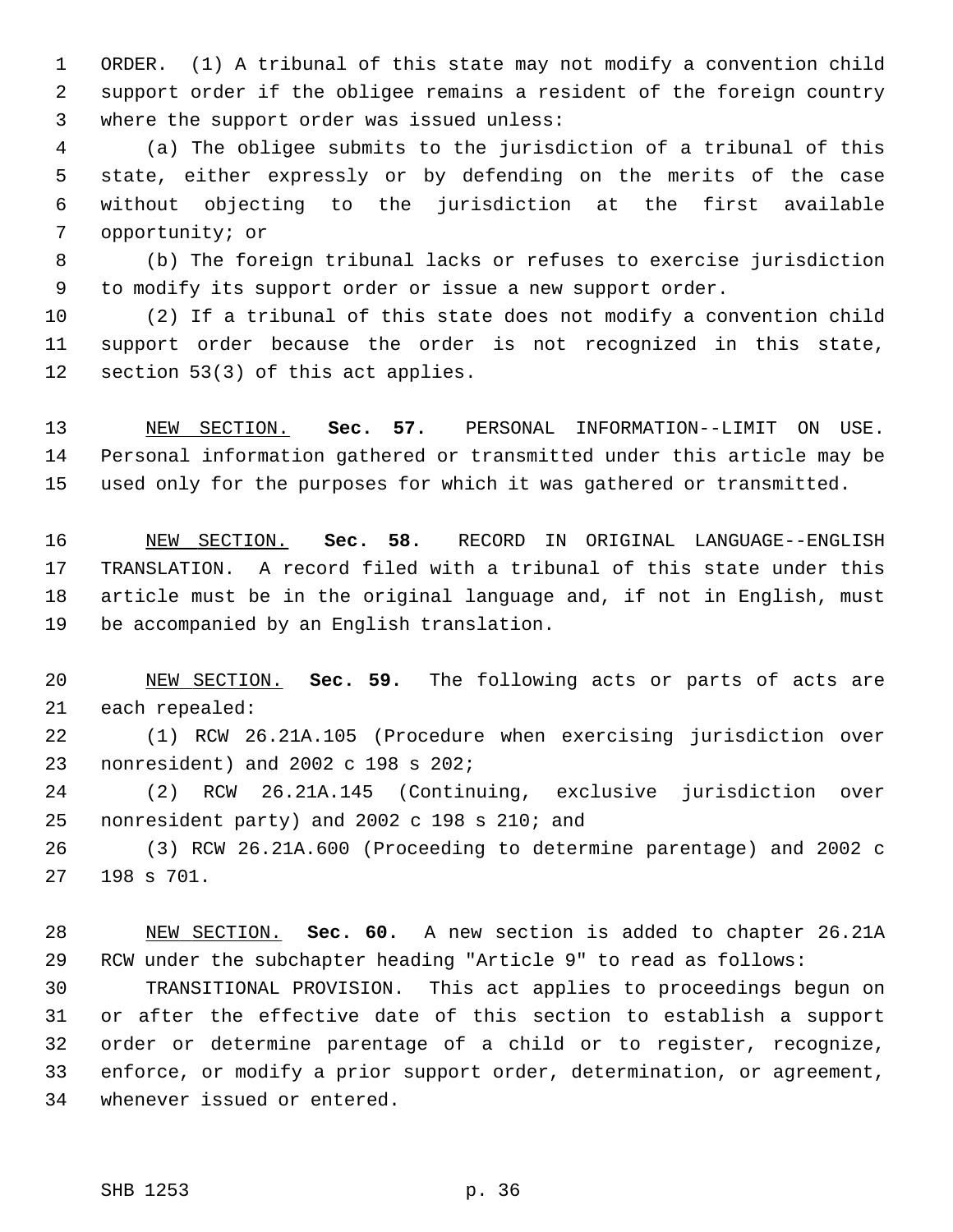ORDER. (1) A tribunal of this state may not modify a convention child support order if the obligee remains a resident of the foreign country where the support order was issued unless:

(a) The obligee submits to the jurisdiction of a tribunal of this state, either expressly or by defending on the merits of the case without objecting to the jurisdiction at the first available opportunity; or

(b) The foreign tribunal lacks or refuses to exercise jurisdiction to modify its support order or issue a new support order.

(2) If a tribunal of this state does not modify a convention child support order because the order is not recognized in this state, section 53(3) of this act applies.

NEW SECTION. **Sec. 57.** PERSONAL INFORMATION--LIMIT ON USE. Personal information gathered or transmitted under this article may be used only for the purposes for which it was gathered or transmitted.

NEW SECTION. **Sec. 58.** RECORD IN ORIGINAL LANGUAGE--ENGLISH TRANSLATION. A record filed with a tribunal of this state under this article must be in the original language and, if not in English, must be accompanied by an English translation.

NEW SECTION. **Sec. 59.** The following acts or parts of acts are each repealed:

(1) RCW 26.21A.105 (Procedure when exercising jurisdiction over nonresident) and 2002 c 198 s 202;

(2) RCW 26.21A.145 (Continuing, exclusive jurisdiction over nonresident party) and 2002 c 198 s 210; and

(3) RCW 26.21A.600 (Proceeding to determine parentage) and 2002 c 198 s 701.

NEW SECTION. **Sec. 60.** A new section is added to chapter 26.21A RCW under the subchapter heading "Article 9" to read as follows:

TRANSITIONAL PROVISION. This act applies to proceedings begun on or after the effective date of this section to establish a support order or determine parentage of a child or to register, recognize, enforce, or modify a prior support order, determination, or agreement, whenever issued or entered.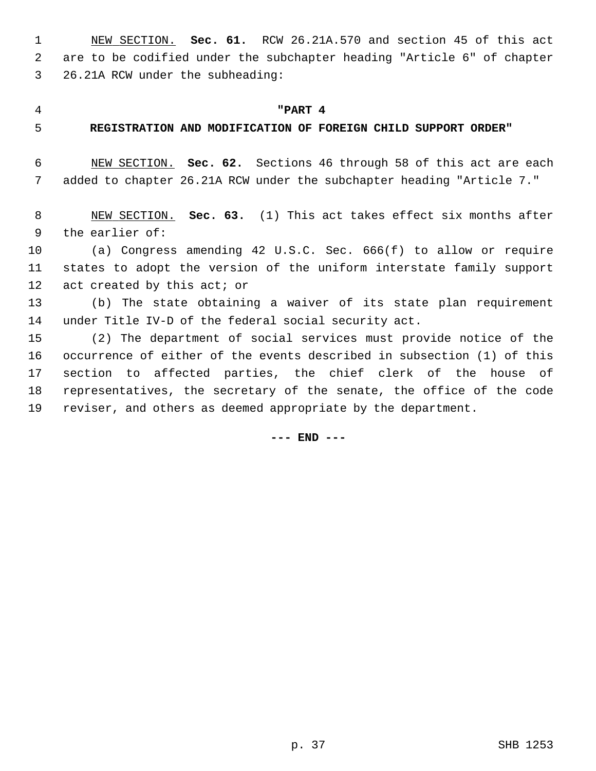NEW SECTION. **Sec. 61.** RCW 26.21A.570 and section 45 of this act are to be codified under the subchapter heading "Article 6" of chapter 26.21A RCW under the subheading:

**"PART 4**
**REGISTRATION AND MODIFICATION OF FOREIGN CHILD SUPPORT ORDER"**

NEW SECTION. **Sec. 62.** Sections 46 through 58 of this act are each added to chapter 26.21A RCW under the subchapter heading "Article 7."

NEW SECTION. **Sec. 63.** (1) This act takes effect six months after the earlier of:

(a) Congress amending 42 U.S.C. Sec. 666(f) to allow or require states to adopt the version of the uniform interstate family support act created by this act; or

(b) The state obtaining a waiver of its state plan requirement under Title IV-D of the federal social security act.

(2) The department of social services must provide notice of the occurrence of either of the events described in subsection (1) of this section to affected parties, the chief clerk of the house of representatives, the secretary of the senate, the office of the code reviser, and others as deemed appropriate by the department.

**--- END ---**